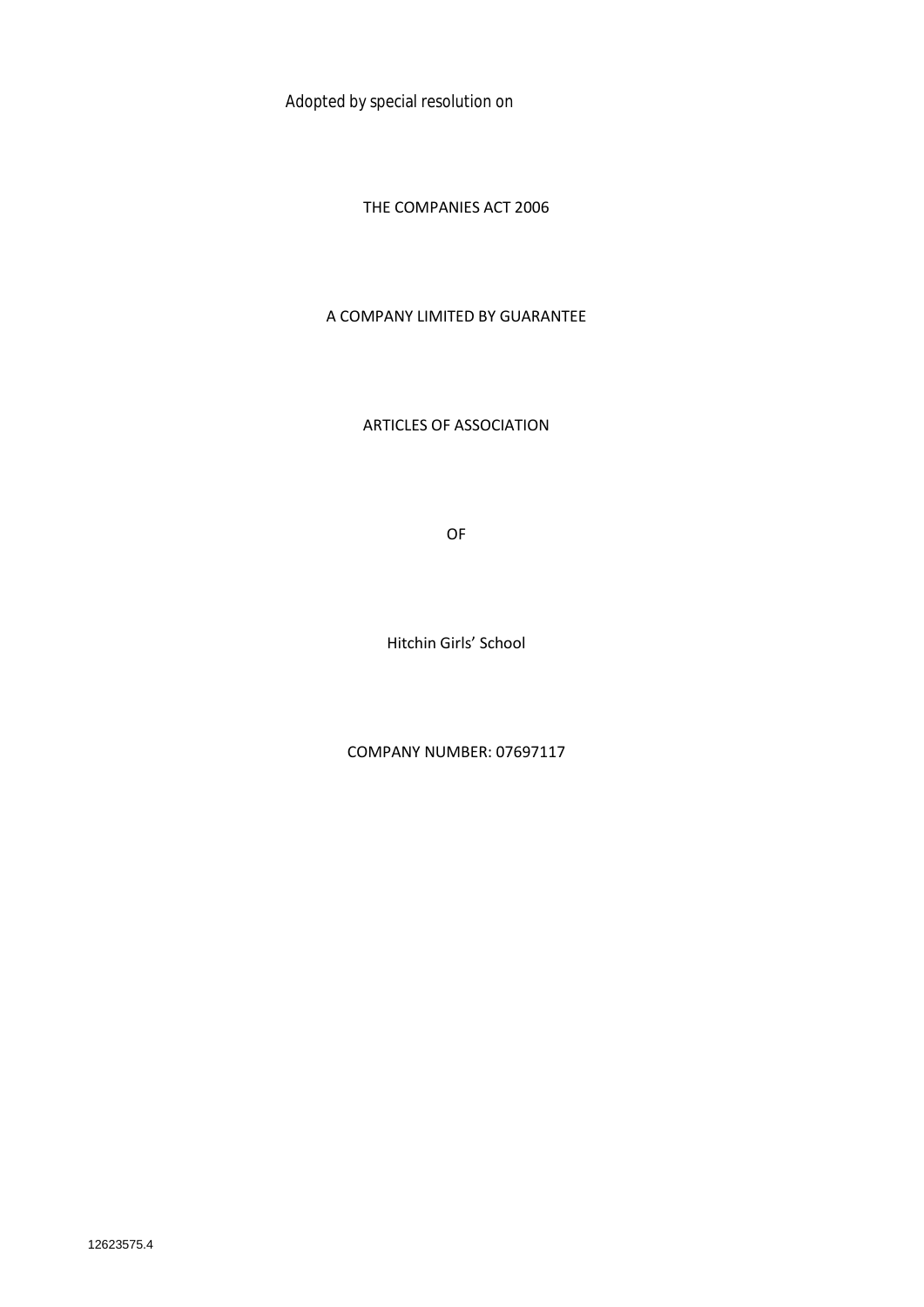Adopted by special resolution on

THE COMPANIES ACT 2006

A COMPANY LIMITED BY GUARANTEE

ARTICLES OF ASSOCIATION

OF

Hitchin Girls' School

COMPANY NUMBER: 07697117

12623575.4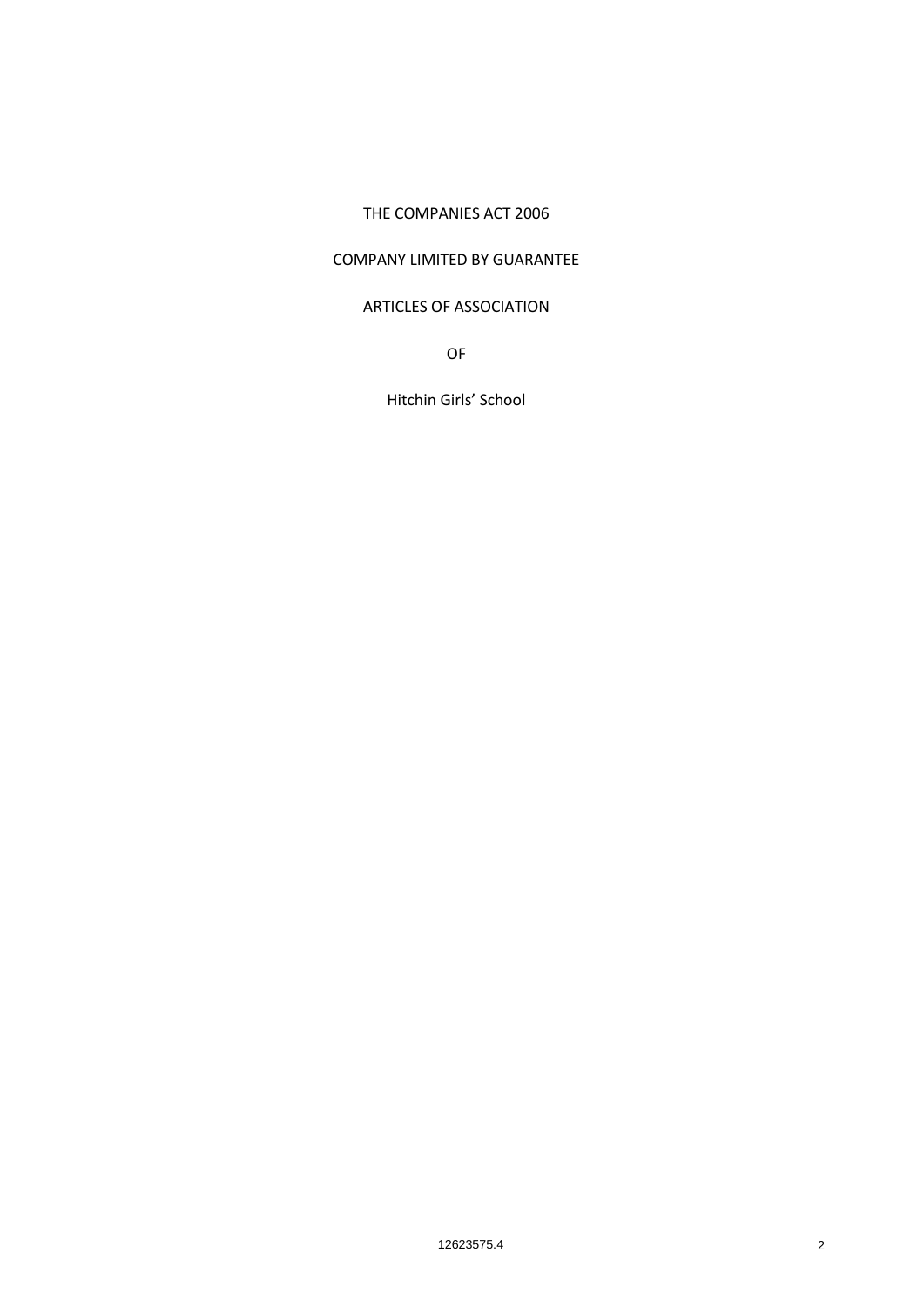THE COMPANIES ACT 2006

COMPANY LIMITED BY GUARANTEE

ARTICLES OF ASSOCIATION

OF

Hitchin Girls' School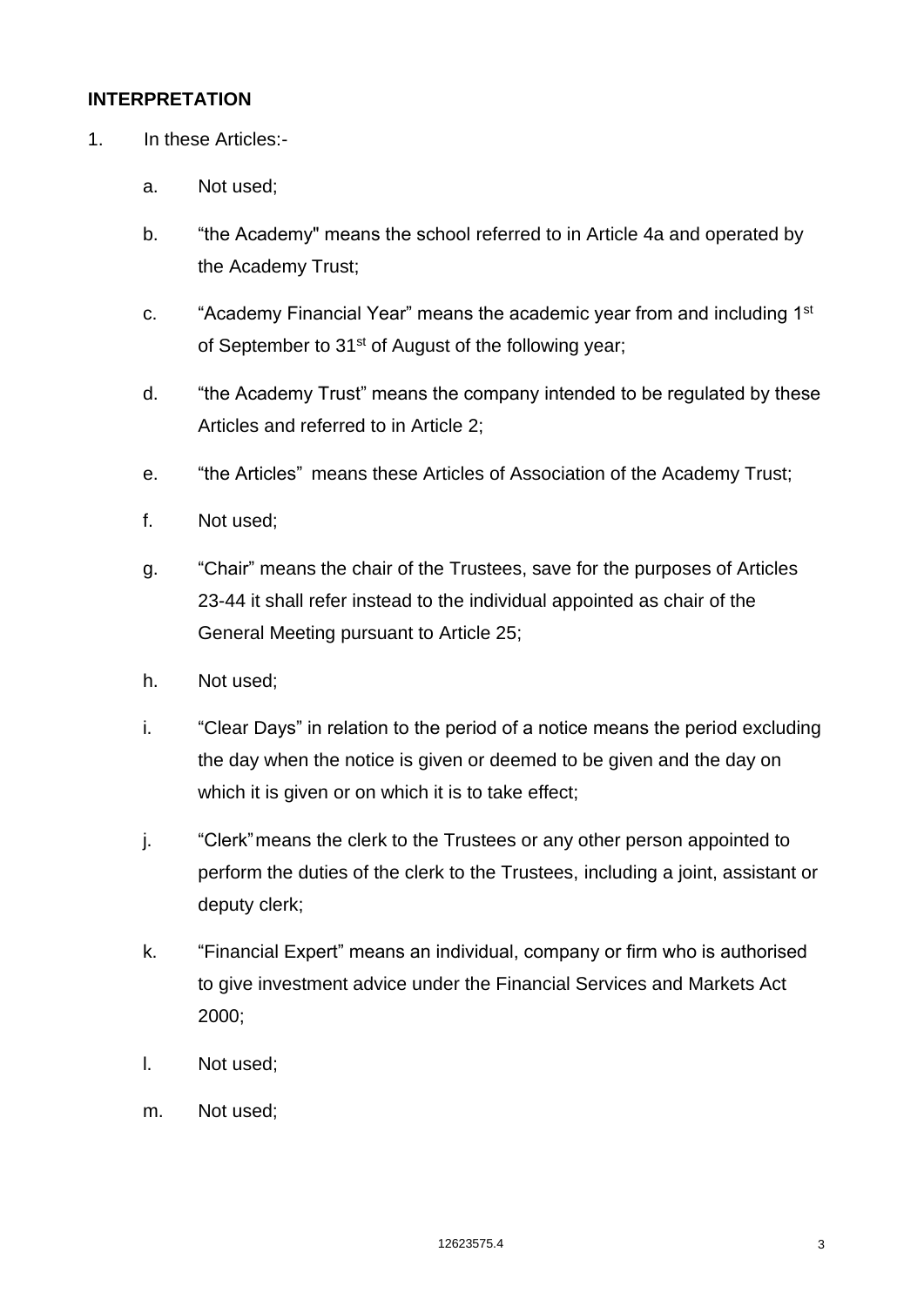## INTERPRETATION

1. In these Articles:-

   a. Not used;

   b. "the Academy" means the school referred to in Article 4a and operated by the Academy Trust;

   c. "Academy Financial Year" means the academic year from and including 1st of September to 31st of August of the following year;

   d. "the Academy Trust" means the company intended to be regulated by these Articles and referred to in Article 2;

   e. "the Articles" means these Articles of Association of the Academy Trust;

   f. Not used;

   g. "Chair" means the chair of the Trustees, save for the purposes of Articles 23-44 it shall refer instead to the individual appointed as chair of the General Meeting pursuant to Article 25;

   h. Not used;

   i. "Clear Days" in relation to the period of a notice means the period excluding the day when the notice is given or deemed to be given and the day on which it is given or on which it is to take effect;

   j. "Clerk" means the clerk to the Trustees or any other person appointed to perform the duties of the clerk to the Trustees, including a joint, assistant or deputy clerk;

   k. "Financial Expert" means an individual, company or firm who is authorised to give investment advice under the Financial Services and Markets Act 2000;

   l. Not used;

   m. Not used;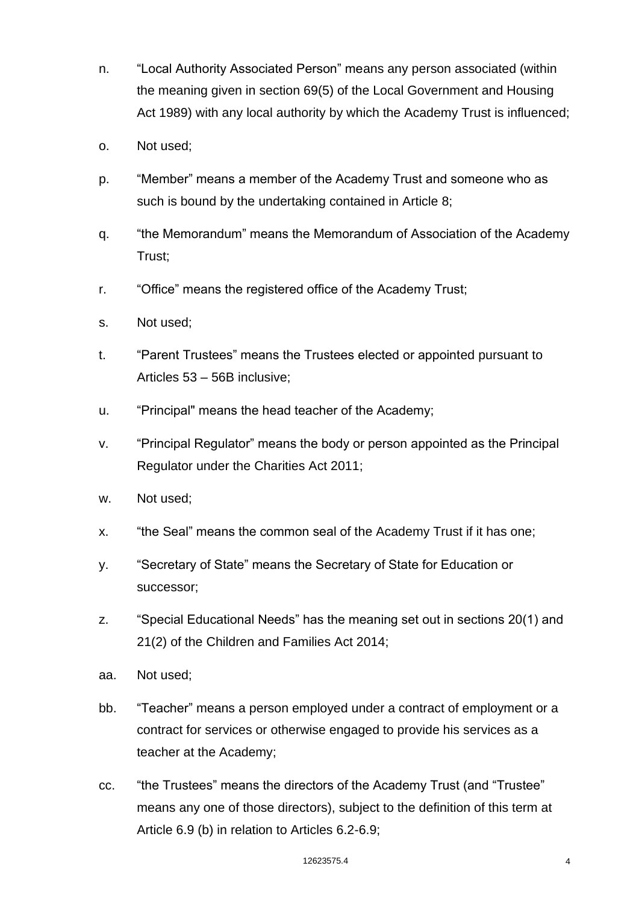n. "Local Authority Associated Person" means any person associated (within the meaning given in section 69(5) of the Local Government and Housing Act 1989) with any local authority by which the Academy Trust is influenced;

o. Not used;

p. "Member" means a member of the Academy Trust and someone who as such is bound by the undertaking contained in Article 8;

q. "the Memorandum" means the Memorandum of Association of the Academy Trust;

r. "Office" means the registered office of the Academy Trust;

s. Not used;

t. "Parent Trustees" means the Trustees elected or appointed pursuant to Articles 53 – 56B inclusive;

u. "Principal" means the head teacher of the Academy;

v. "Principal Regulator" means the body or person appointed as the Principal Regulator under the Charities Act 2011;

w. Not used;

x. "the Seal" means the common seal of the Academy Trust if it has one;

y. "Secretary of State" means the Secretary of State for Education or successor;

z. "Special Educational Needs" has the meaning set out in sections 20(1) and 21(2) of the Children and Families Act 2014;

aa. Not used;

bb. "Teacher" means a person employed under a contract of employment or a contract for services or otherwise engaged to provide his services as a teacher at the Academy;

cc. "the Trustees" means the directors of the Academy Trust (and "Trustee" means any one of those directors), subject to the definition of this term at Article 6.9 (b) in relation to Articles 6.2-6.9;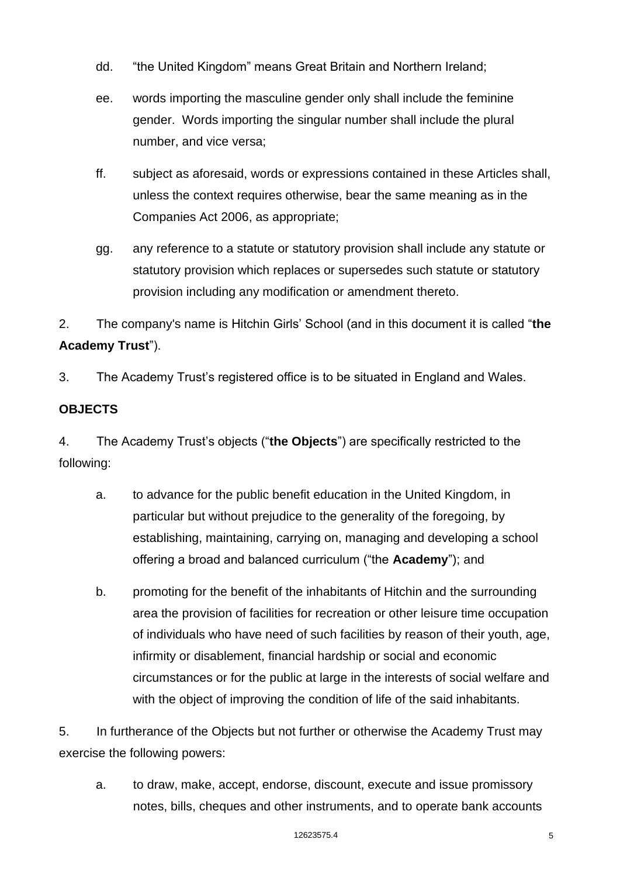dd. "the United Kingdom" means Great Britain and Northern Ireland;

ee. words importing the masculine gender only shall include the feminine gender. Words importing the singular number shall include the plural number, and vice versa;

ff. subject as aforesaid, words or expressions contained in these Articles shall, unless the context requires otherwise, bear the same meaning as in the Companies Act 2006, as appropriate;

gg. any reference to a statute or statutory provision shall include any statute or statutory provision which replaces or supersedes such statute or statutory provision including any modification or amendment thereto.

2. The company's name is Hitchin Girls' School (and in this document it is called "**the Academy Trust**").

3. The Academy Trust's registered office is to be situated in England and Wales.

**OBJECTS**

4. The Academy Trust's objects ("**the Objects**") are specifically restricted to the following:

a. to advance for the public benefit education in the United Kingdom, in particular but without prejudice to the generality of the foregoing, by establishing, maintaining, carrying on, managing and developing a school offering a broad and balanced curriculum ("the **Academy**"); and

b. promoting for the benefit of the inhabitants of Hitchin and the surrounding area the provision of facilities for recreation or other leisure time occupation of individuals who have need of such facilities by reason of their youth, age, infirmity or disablement, financial hardship or social and economic circumstances or for the public at large in the interests of social welfare and with the object of improving the condition of life of the said inhabitants.

5. In furtherance of the Objects but not further or otherwise the Academy Trust may exercise the following powers:

a. to draw, make, accept, endorse, discount, execute and issue promissory notes, bills, cheques and other instruments, and to operate bank accounts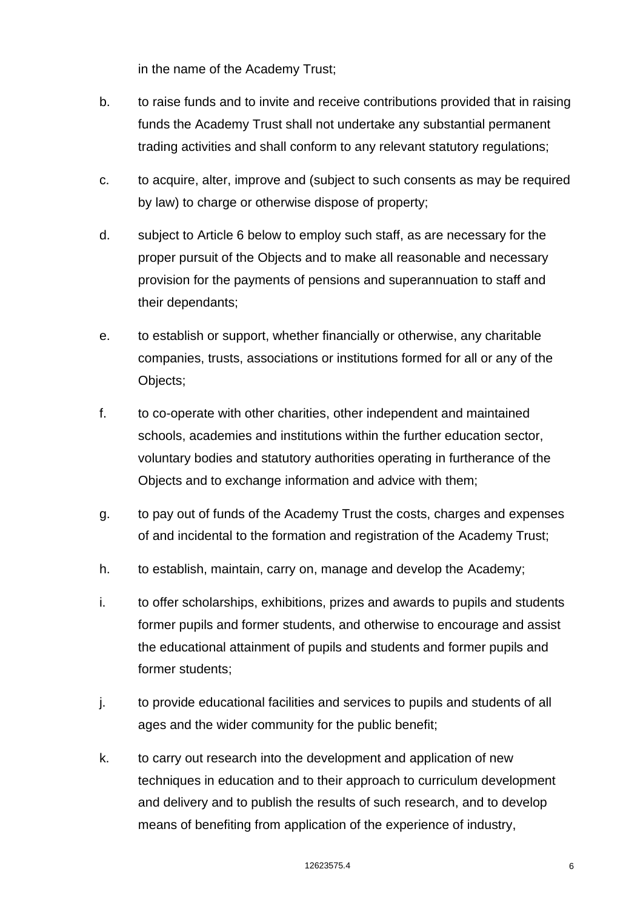in the name of the Academy Trust;

b. to raise funds and to invite and receive contributions provided that in raising funds the Academy Trust shall not undertake any substantial permanent trading activities and shall conform to any relevant statutory regulations;

c. to acquire, alter, improve and (subject to such consents as may be required by law) to charge or otherwise dispose of property;

d. subject to Article 6 below to employ such staff, as are necessary for the proper pursuit of the Objects and to make all reasonable and necessary provision for the payments of pensions and superannuation to staff and their dependants;

e. to establish or support, whether financially or otherwise, any charitable companies, trusts, associations or institutions formed for all or any of the Objects;

f. to co-operate with other charities, other independent and maintained schools, academies and institutions within the further education sector, voluntary bodies and statutory authorities operating in furtherance of the Objects and to exchange information and advice with them;

g. to pay out of funds of the Academy Trust the costs, charges and expenses of and incidental to the formation and registration of the Academy Trust;

h. to establish, maintain, carry on, manage and develop the Academy;

i. to offer scholarships, exhibitions, prizes and awards to pupils and students former pupils and former students, and otherwise to encourage and assist the educational attainment of pupils and students and former pupils and former students;

j. to provide educational facilities and services to pupils and students of all ages and the wider community for the public benefit;

k. to carry out research into the development and application of new techniques in education and to their approach to curriculum development and delivery and to publish the results of such research, and to develop means of benefiting from application of the experience of industry,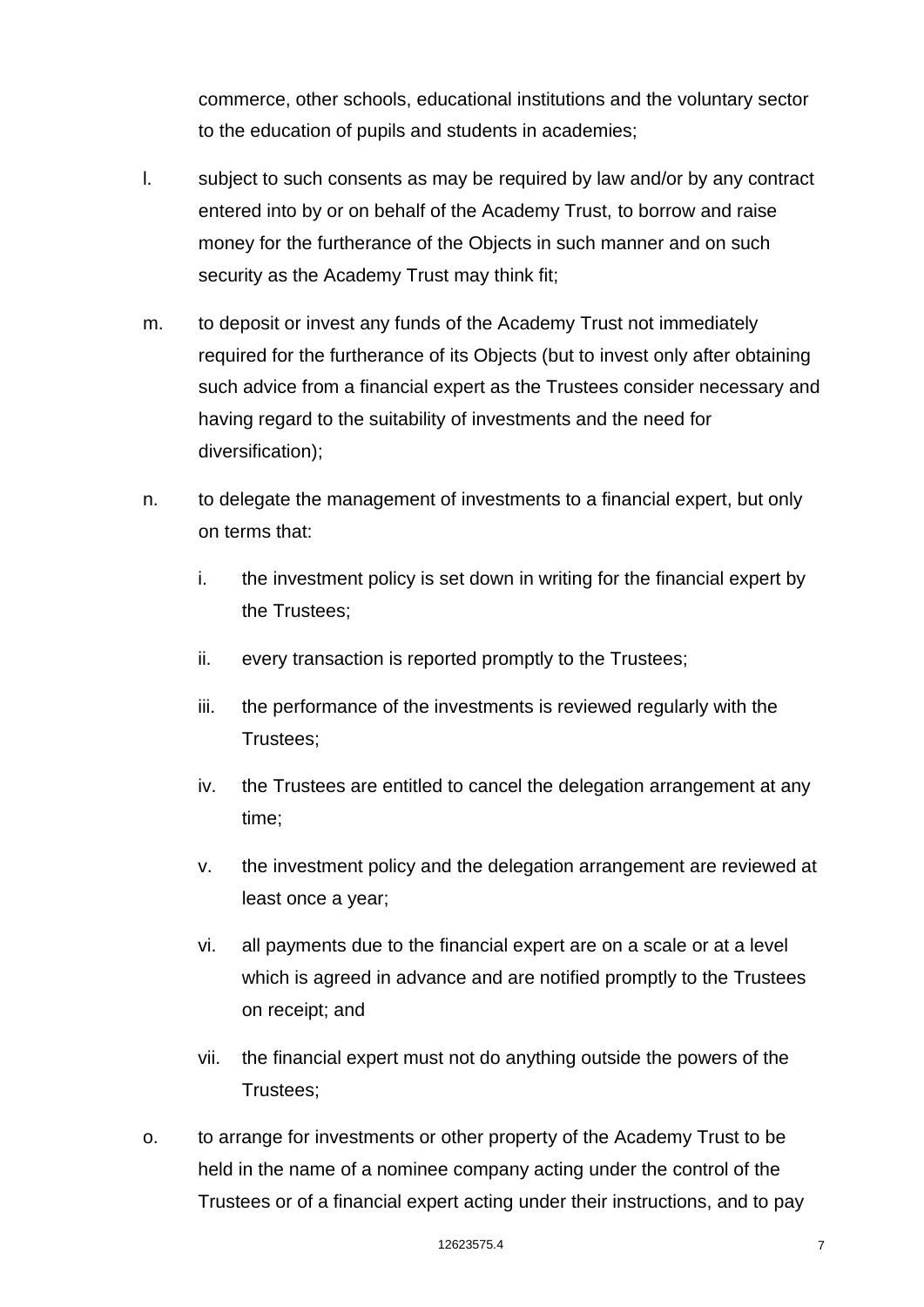commerce, other schools, educational institutions and the voluntary sector to the education of pupils and students in academies;

l. subject to such consents as may be required by law and/or by any contract entered into by or on behalf of the Academy Trust, to borrow and raise money for the furtherance of the Objects in such manner and on such security as the Academy Trust may think fit;

m. to deposit or invest any funds of the Academy Trust not immediately required for the furtherance of its Objects (but to invest only after obtaining such advice from a financial expert as the Trustees consider necessary and having regard to the suitability of investments and the need for diversification);

n. to delegate the management of investments to a financial expert, but only on terms that:

   i. the investment policy is set down in writing for the financial expert by the Trustees;

   ii. every transaction is reported promptly to the Trustees;

   iii. the performance of the investments is reviewed regularly with the Trustees;

   iv. the Trustees are entitled to cancel the delegation arrangement at any time;

   v. the investment policy and the delegation arrangement are reviewed at least once a year;

   vi. all payments due to the financial expert are on a scale or at a level which is agreed in advance and are notified promptly to the Trustees on receipt; and

   vii. the financial expert must not do anything outside the powers of the Trustees;

o. to arrange for investments or other property of the Academy Trust to be held in the name of a nominee company acting under the control of the Trustees or of a financial expert acting under their instructions, and to pay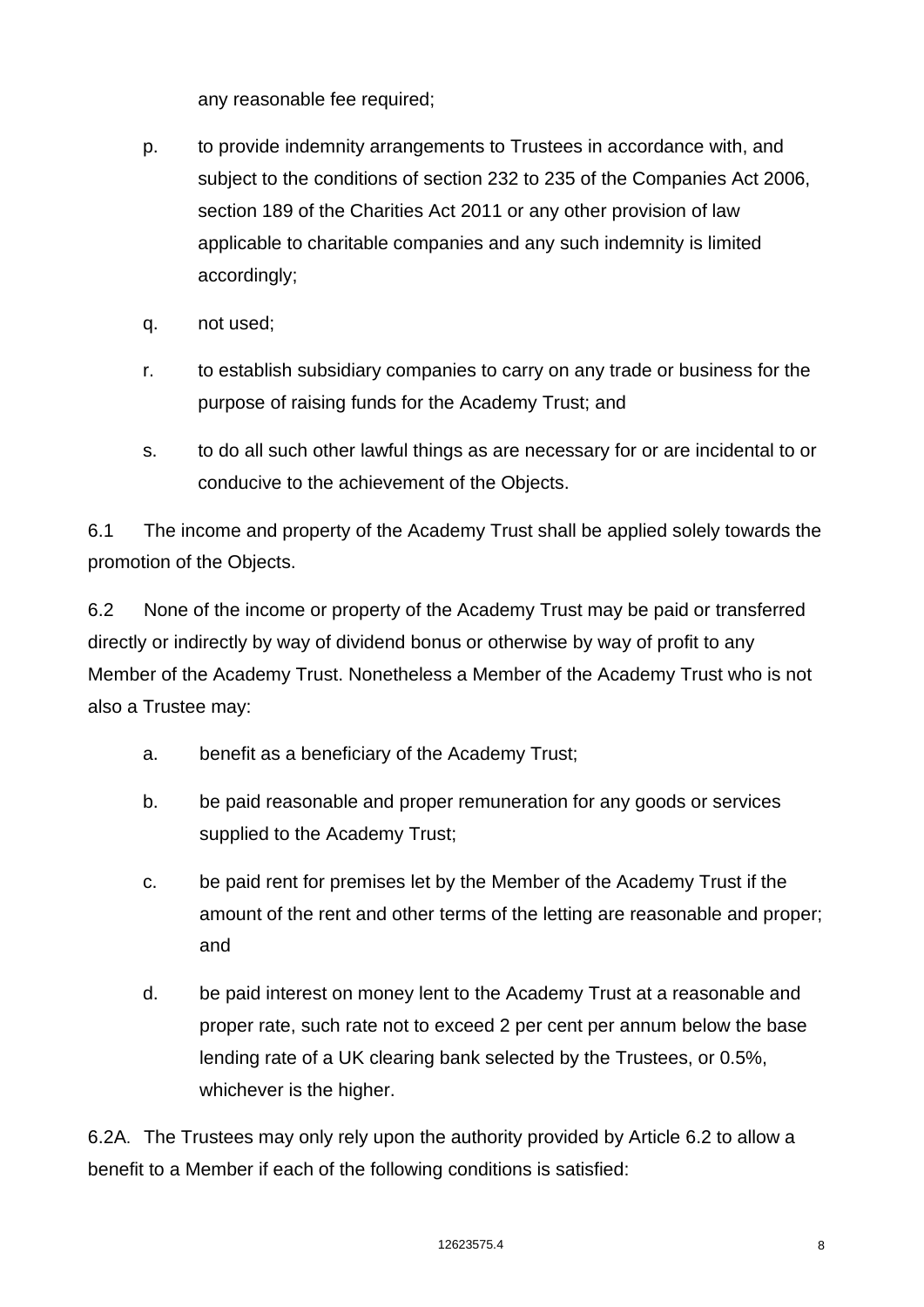any reasonable fee required;

p. to provide indemnity arrangements to Trustees in accordance with, and subject to the conditions of section 232 to 235 of the Companies Act 2006, section 189 of the Charities Act 2011 or any other provision of law applicable to charitable companies and any such indemnity is limited accordingly;

q. not used;

r. to establish subsidiary companies to carry on any trade or business for the purpose of raising funds for the Academy Trust; and

s. to do all such other lawful things as are necessary for or are incidental to or conducive to the achievement of the Objects.

6.1 The income and property of the Academy Trust shall be applied solely towards the promotion of the Objects.

6.2 None of the income or property of the Academy Trust may be paid or transferred directly or indirectly by way of dividend bonus or otherwise by way of profit to any Member of the Academy Trust. Nonetheless a Member of the Academy Trust who is not also a Trustee may:

a. benefit as a beneficiary of the Academy Trust;

b. be paid reasonable and proper remuneration for any goods or services supplied to the Academy Trust;

c. be paid rent for premises let by the Member of the Academy Trust if the amount of the rent and other terms of the letting are reasonable and proper; and

d. be paid interest on money lent to the Academy Trust at a reasonable and proper rate, such rate not to exceed 2 per cent per annum below the base lending rate of a UK clearing bank selected by the Trustees, or 0.5%, whichever is the higher.

6.2A. The Trustees may only rely upon the authority provided by Article 6.2 to allow a benefit to a Member if each of the following conditions is satisfied: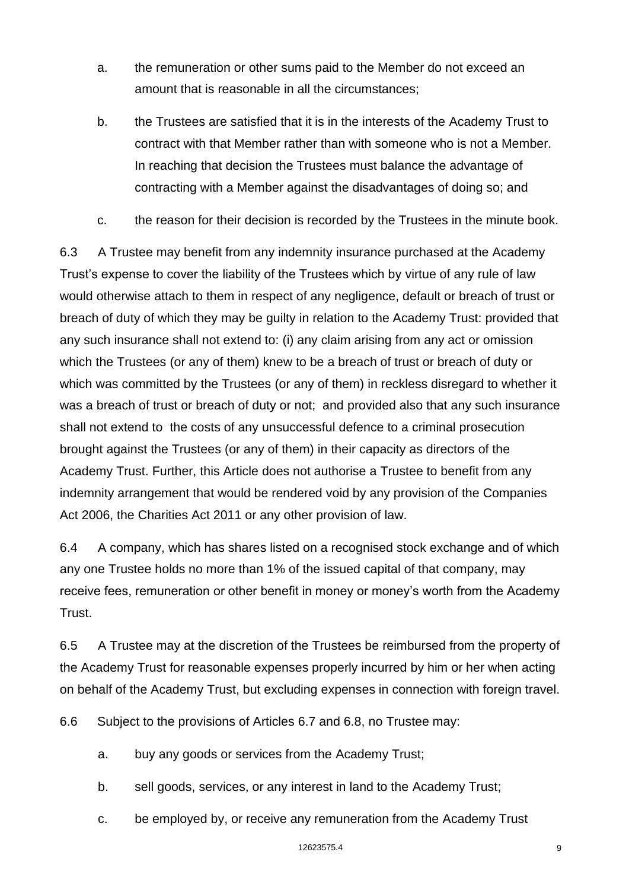a. the remuneration or other sums paid to the Member do not exceed an amount that is reasonable in all the circumstances;

b. the Trustees are satisfied that it is in the interests of the Academy Trust to contract with that Member rather than with someone who is not a Member. In reaching that decision the Trustees must balance the advantage of contracting with a Member against the disadvantages of doing so; and

c. the reason for their decision is recorded by the Trustees in the minute book.

6.3 A Trustee may benefit from any indemnity insurance purchased at the Academy Trust's expense to cover the liability of the Trustees which by virtue of any rule of law would otherwise attach to them in respect of any negligence, default or breach of trust or breach of duty of which they may be guilty in relation to the Academy Trust: provided that any such insurance shall not extend to: (i) any claim arising from any act or omission which the Trustees (or any of them) knew to be a breach of trust or breach of duty or which was committed by the Trustees (or any of them) in reckless disregard to whether it was a breach of trust or breach of duty or not; and provided also that any such insurance shall not extend to the costs of any unsuccessful defence to a criminal prosecution brought against the Trustees (or any of them) in their capacity as directors of the Academy Trust. Further, this Article does not authorise a Trustee to benefit from any indemnity arrangement that would be rendered void by any provision of the Companies Act 2006, the Charities Act 2011 or any other provision of law.

6.4 A company, which has shares listed on a recognised stock exchange and of which any one Trustee holds no more than 1% of the issued capital of that company, may receive fees, remuneration or other benefit in money or money's worth from the Academy Trust.

6.5 A Trustee may at the discretion of the Trustees be reimbursed from the property of the Academy Trust for reasonable expenses properly incurred by him or her when acting on behalf of the Academy Trust, but excluding expenses in connection with foreign travel.

6.6 Subject to the provisions of Articles 6.7 and 6.8, no Trustee may:

a. buy any goods or services from the Academy Trust;

b. sell goods, services, or any interest in land to the Academy Trust;

c. be employed by, or receive any remuneration from the Academy Trust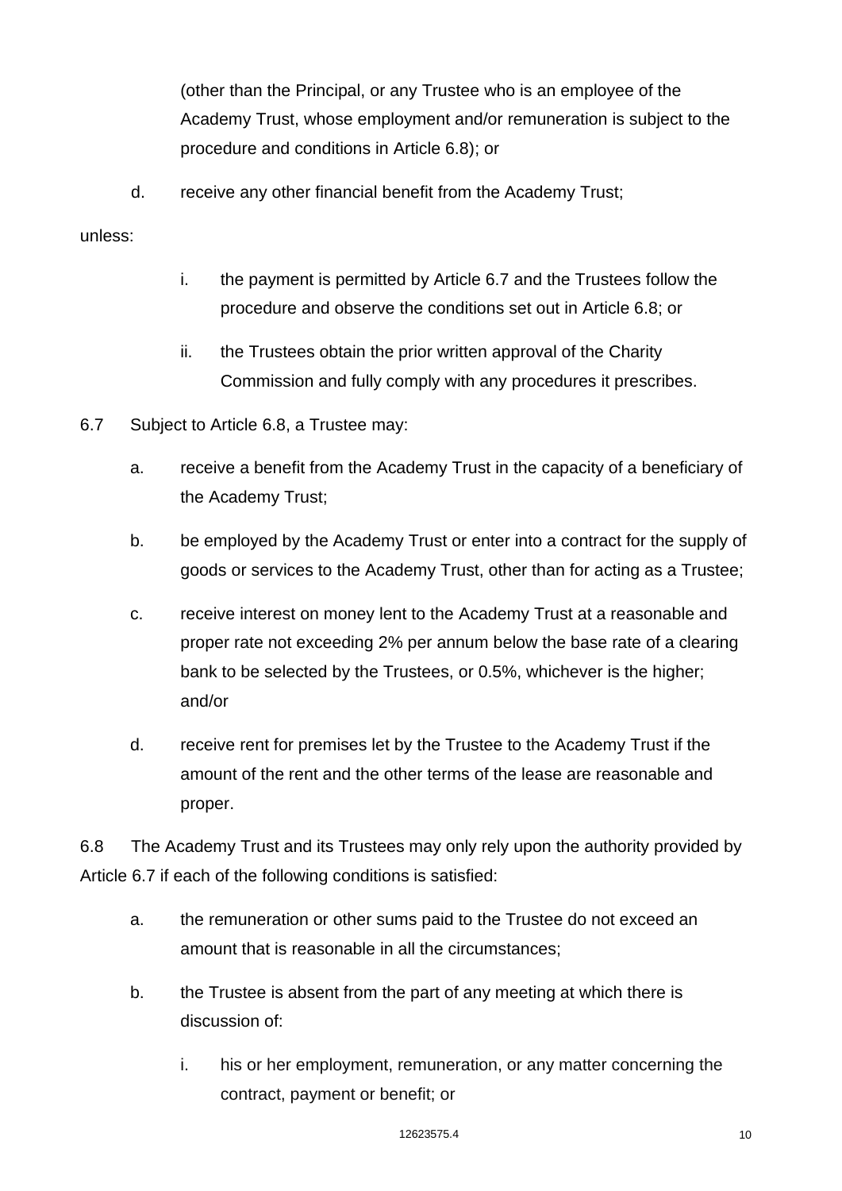(other than the Principal, or any Trustee who is an employee of the Academy Trust, whose employment and/or remuneration is subject to the procedure and conditions in Article 6.8); or

d. receive any other financial benefit from the Academy Trust;

unless:

i. the payment is permitted by Article 6.7 and the Trustees follow the procedure and observe the conditions set out in Article 6.8; or

ii. the Trustees obtain the prior written approval of the Charity Commission and fully comply with any procedures it prescribes.

6.7 Subject to Article 6.8, a Trustee may:

a. receive a benefit from the Academy Trust in the capacity of a beneficiary of the Academy Trust;

b. be employed by the Academy Trust or enter into a contract for the supply of goods or services to the Academy Trust, other than for acting as a Trustee;

c. receive interest on money lent to the Academy Trust at a reasonable and proper rate not exceeding 2% per annum below the base rate of a clearing bank to be selected by the Trustees, or 0.5%, whichever is the higher; and/or

d. receive rent for premises let by the Trustee to the Academy Trust if the amount of the rent and the other terms of the lease are reasonable and proper.

6.8 The Academy Trust and its Trustees may only rely upon the authority provided by Article 6.7 if each of the following conditions is satisfied:

a. the remuneration or other sums paid to the Trustee do not exceed an amount that is reasonable in all the circumstances;

b. the Trustee is absent from the part of any meeting at which there is discussion of:

   i. his or her employment, remuneration, or any matter concerning the contract, payment or benefit; or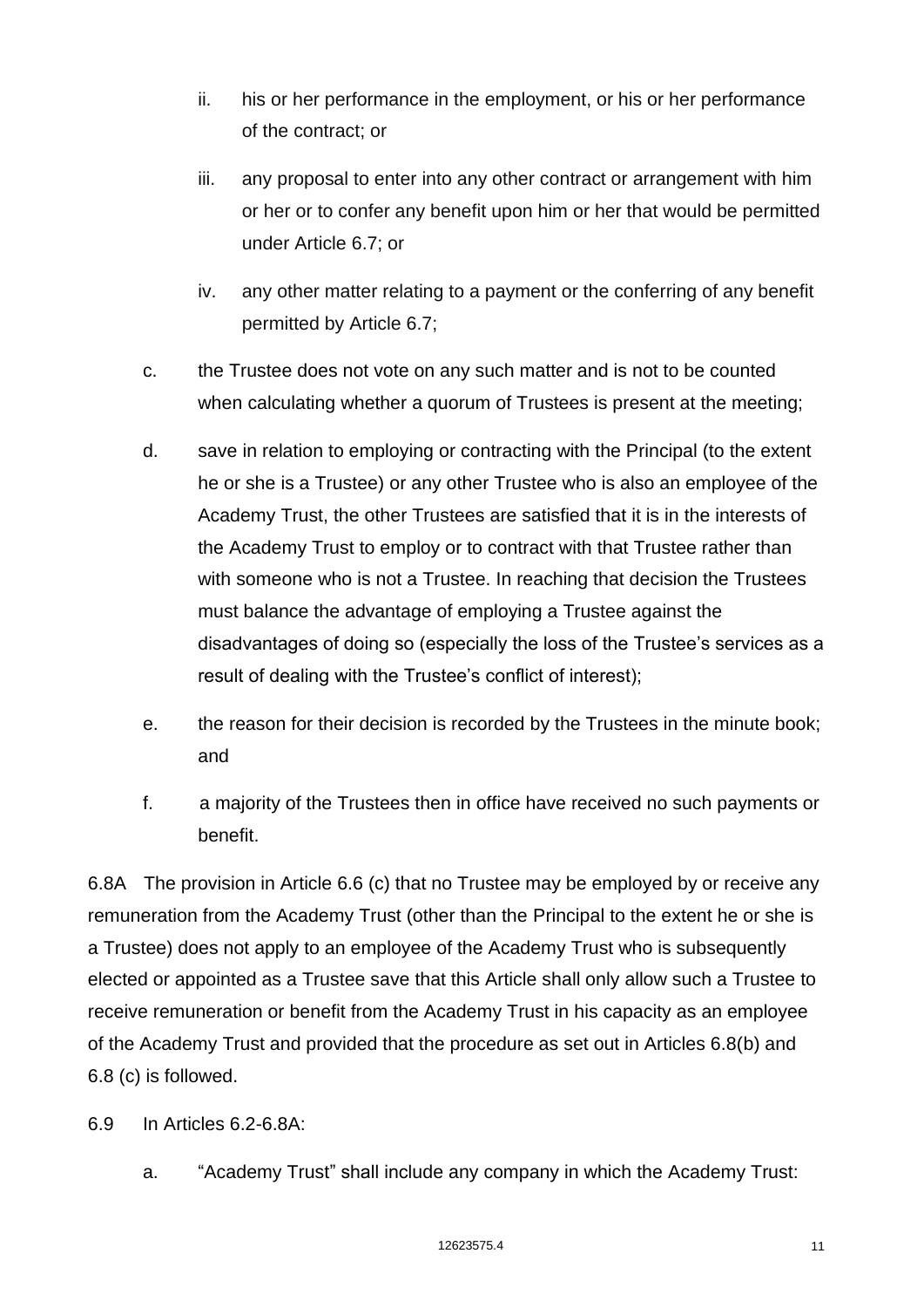ii. his or her performance in the employment, or his or her performance of the contract; or

    iii. any proposal to enter into any other contract or arrangement with him or her or to confer any benefit upon him or her that would be permitted under Article 6.7; or

    iv. any other matter relating to a payment or the conferring of any benefit permitted by Article 6.7;

c. the Trustee does not vote on any such matter and is not to be counted when calculating whether a quorum of Trustees is present at the meeting;

d. save in relation to employing or contracting with the Principal (to the extent he or she is a Trustee) or any other Trustee who is also an employee of the Academy Trust, the other Trustees are satisfied that it is in the interests of the Academy Trust to employ or to contract with that Trustee rather than with someone who is not a Trustee. In reaching that decision the Trustees must balance the advantage of employing a Trustee against the disadvantages of doing so (especially the loss of the Trustee's services as a result of dealing with the Trustee's conflict of interest);

e. the reason for their decision is recorded by the Trustees in the minute book; and

f. a majority of the Trustees then in office have received no such payments or benefit.

6.8A The provision in Article 6.6 (c) that no Trustee may be employed by or receive any remuneration from the Academy Trust (other than the Principal to the extent he or she is a Trustee) does not apply to an employee of the Academy Trust who is subsequently elected or appointed as a Trustee save that this Article shall only allow such a Trustee to receive remuneration or benefit from the Academy Trust in his capacity as an employee of the Academy Trust and provided that the procedure as set out in Articles 6.8(b) and 6.8 (c) is followed.

6.9 In Articles 6.2-6.8A:

a. "Academy Trust" shall include any company in which the Academy Trust: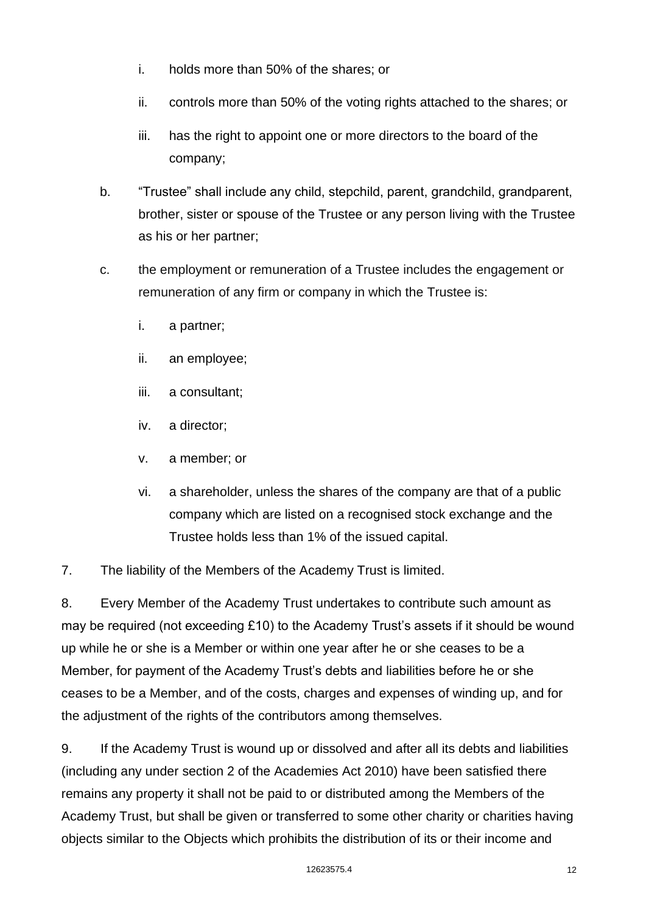i. holds more than 50% of the shares; or

   ii. controls more than 50% of the voting rights attached to the shares; or

   iii. has the right to appoint one or more directors to the board of the company;

b. "Trustee" shall include any child, stepchild, parent, grandchild, grandparent, brother, sister or spouse of the Trustee or any person living with the Trustee as his or her partner;

c. the employment or remuneration of a Trustee includes the engagement or remuneration of any firm or company in which the Trustee is:

   i. a partner;

   ii. an employee;

   iii. a consultant;

   iv. a director;

   v. a member; or

   vi. a shareholder, unless the shares of the company are that of a public company which are listed on a recognised stock exchange and the Trustee holds less than 1% of the issued capital.

7. The liability of the Members of the Academy Trust is limited.

8. Every Member of the Academy Trust undertakes to contribute such amount as may be required (not exceeding £10) to the Academy Trust's assets if it should be wound up while he or she is a Member or within one year after he or she ceases to be a Member, for payment of the Academy Trust's debts and liabilities before he or she ceases to be a Member, and of the costs, charges and expenses of winding up, and for the adjustment of the rights of the contributors among themselves.

9. If the Academy Trust is wound up or dissolved and after all its debts and liabilities (including any under section 2 of the Academies Act 2010) have been satisfied there remains any property it shall not be paid to or distributed among the Members of the Academy Trust, but shall be given or transferred to some other charity or charities having objects similar to the Objects which prohibits the distribution of its or their income and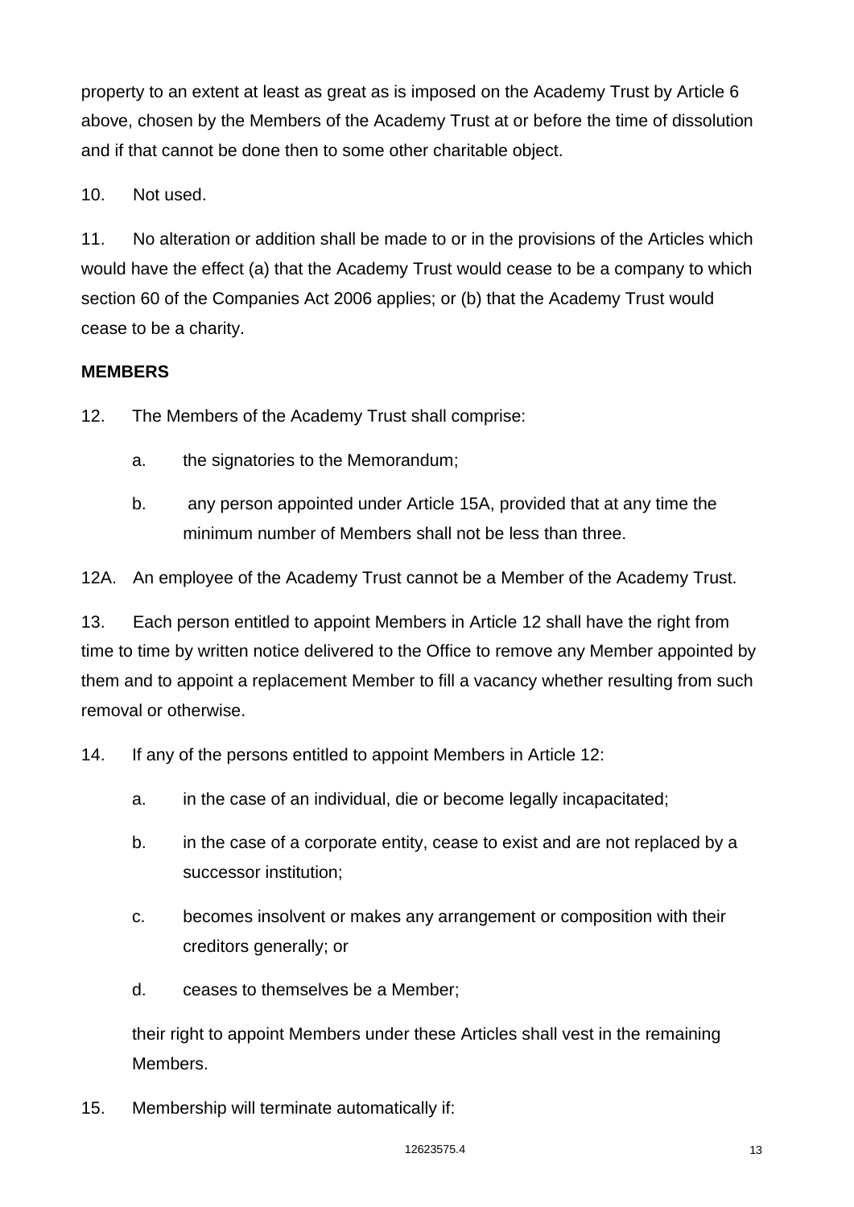property to an extent at least as great as is imposed on the Academy Trust by Article 6 above, chosen by the Members of the Academy Trust at or before the time of dissolution and if that cannot be done then to some other charitable object.

10. Not used.

11. No alteration or addition shall be made to or in the provisions of the Articles which would have the effect (a) that the Academy Trust would cease to be a company to which section 60 of the Companies Act 2006 applies; or (b) that the Academy Trust would cease to be a charity.

**MEMBERS**

12. The Members of the Academy Trust shall comprise:

    a. the signatories to the Memorandum;

    b. any person appointed under Article 15A, provided that at any time the minimum number of Members shall not be less than three.

12A. An employee of the Academy Trust cannot be a Member of the Academy Trust.

13. Each person entitled to appoint Members in Article 12 shall have the right from time to time by written notice delivered to the Office to remove any Member appointed by them and to appoint a replacement Member to fill a vacancy whether resulting from such removal or otherwise.

14. If any of the persons entitled to appoint Members in Article 12:

    a. in the case of an individual, die or become legally incapacitated;

    b. in the case of a corporate entity, cease to exist and are not replaced by a successor institution;

    c. becomes insolvent or makes any arrangement or composition with their creditors generally; or

    d. ceases to themselves be a Member;

    their right to appoint Members under these Articles shall vest in the remaining Members.

15. Membership will terminate automatically if: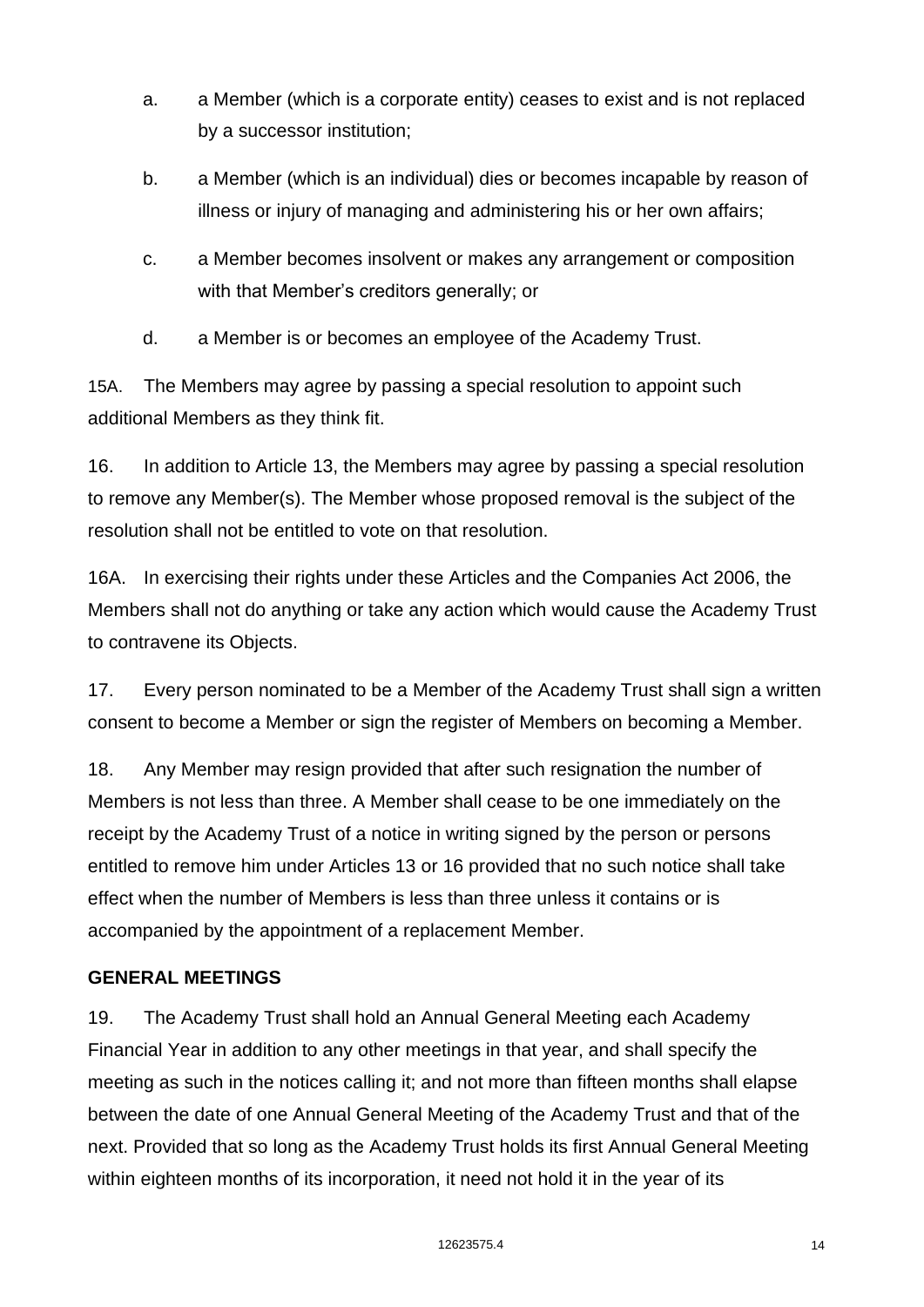a. a Member (which is a corporate entity) ceases to exist and is not replaced by a successor institution;

b. a Member (which is an individual) dies or becomes incapable by reason of illness or injury of managing and administering his or her own affairs;

c. a Member becomes insolvent or makes any arrangement or composition with that Member's creditors generally; or

d. a Member is or becomes an employee of the Academy Trust.

15A. The Members may agree by passing a special resolution to appoint such additional Members as they think fit.

16. In addition to Article 13, the Members may agree by passing a special resolution to remove any Member(s). The Member whose proposed removal is the subject of the resolution shall not be entitled to vote on that resolution.

16A. In exercising their rights under these Articles and the Companies Act 2006, the Members shall not do anything or take any action which would cause the Academy Trust to contravene its Objects.

17. Every person nominated to be a Member of the Academy Trust shall sign a written consent to become a Member or sign the register of Members on becoming a Member.

18. Any Member may resign provided that after such resignation the number of Members is not less than three. A Member shall cease to be one immediately on the receipt by the Academy Trust of a notice in writing signed by the person or persons entitled to remove him under Articles 13 or 16 provided that no such notice shall take effect when the number of Members is less than three unless it contains or is accompanied by the appointment of a replacement Member.

**GENERAL MEETINGS**

19. The Academy Trust shall hold an Annual General Meeting each Academy Financial Year in addition to any other meetings in that year, and shall specify the meeting as such in the notices calling it; and not more than fifteen months shall elapse between the date of one Annual General Meeting of the Academy Trust and that of the next. Provided that so long as the Academy Trust holds its first Annual General Meeting within eighteen months of its incorporation, it need not hold it in the year of its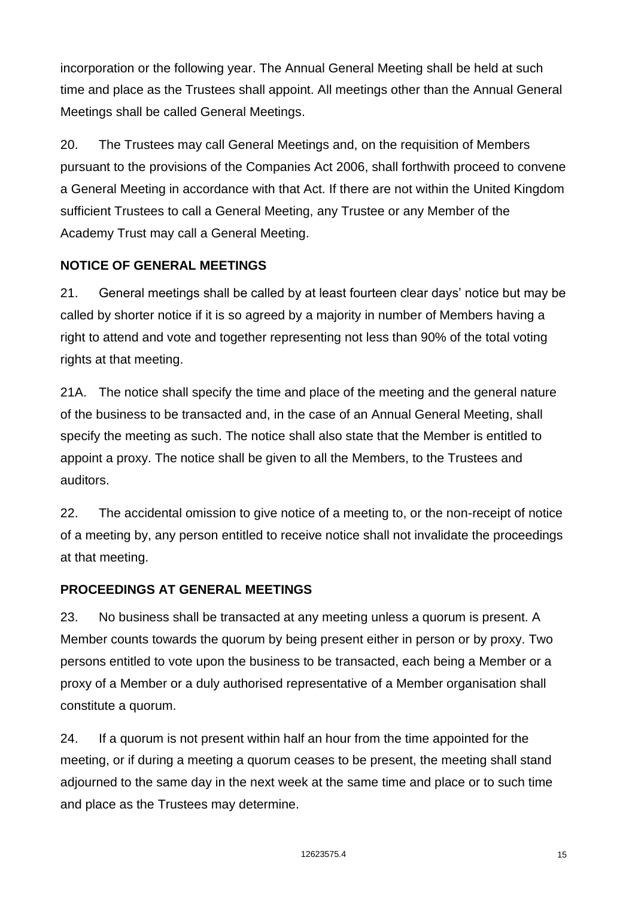incorporation or the following year. The Annual General Meeting shall be held at such time and place as the Trustees shall appoint. All meetings other than the Annual General Meetings shall be called General Meetings.

20. The Trustees may call General Meetings and, on the requisition of Members pursuant to the provisions of the Companies Act 2006, shall forthwith proceed to convene a General Meeting in accordance with that Act. If there are not within the United Kingdom sufficient Trustees to call a General Meeting, any Trustee or any Member of the Academy Trust may call a General Meeting.

**NOTICE OF GENERAL MEETINGS**

21. General meetings shall be called by at least fourteen clear days' notice but may be called by shorter notice if it is so agreed by a majority in number of Members having a right to attend and vote and together representing not less than 90% of the total voting rights at that meeting.

21A. The notice shall specify the time and place of the meeting and the general nature of the business to be transacted and, in the case of an Annual General Meeting, shall specify the meeting as such. The notice shall also state that the Member is entitled to appoint a proxy. The notice shall be given to all the Members, to the Trustees and auditors.

22. The accidental omission to give notice of a meeting to, or the non-receipt of notice of a meeting by, any person entitled to receive notice shall not invalidate the proceedings at that meeting.

**PROCEEDINGS AT GENERAL MEETINGS**

23. No business shall be transacted at any meeting unless a quorum is present. A Member counts towards the quorum by being present either in person or by proxy. Two persons entitled to vote upon the business to be transacted, each being a Member or a proxy of a Member or a duly authorised representative of a Member organisation shall constitute a quorum.

24. If a quorum is not present within half an hour from the time appointed for the meeting, or if during a meeting a quorum ceases to be present, the meeting shall stand adjourned to the same day in the next week at the same time and place or to such time and place as the Trustees may determine.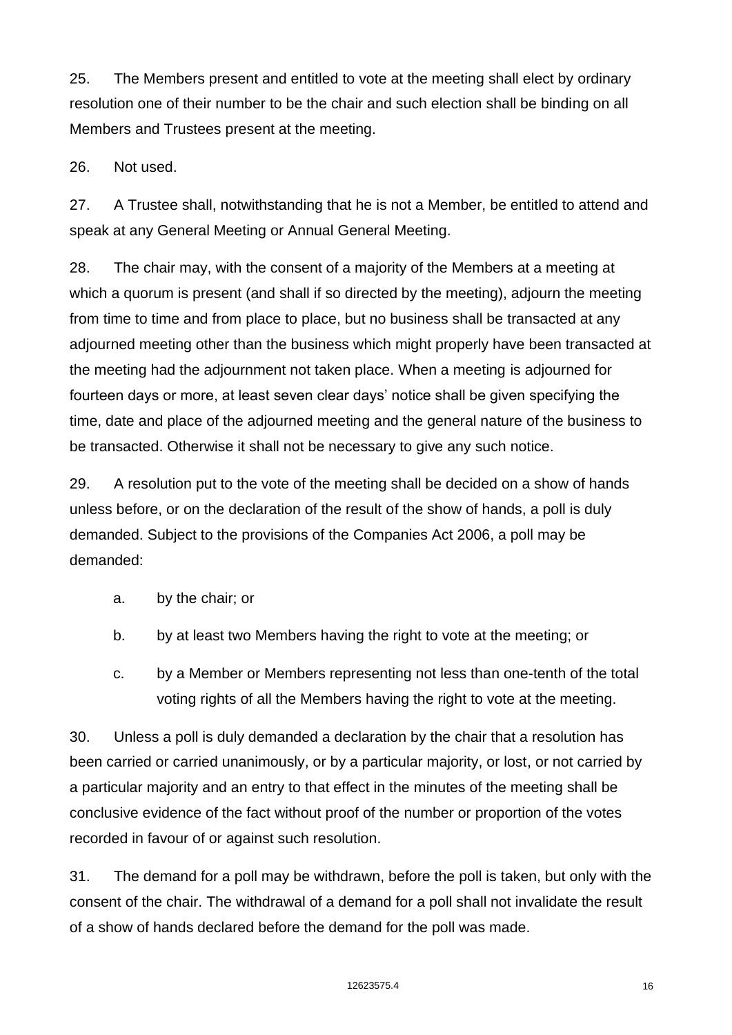25. The Members present and entitled to vote at the meeting shall elect by ordinary resolution one of their number to be the chair and such election shall be binding on all Members and Trustees present at the meeting.

26. Not used.

27. A Trustee shall, notwithstanding that he is not a Member, be entitled to attend and speak at any General Meeting or Annual General Meeting.

28. The chair may, with the consent of a majority of the Members at a meeting at which a quorum is present (and shall if so directed by the meeting), adjourn the meeting from time to time and from place to place, but no business shall be transacted at any adjourned meeting other than the business which might properly have been transacted at the meeting had the adjournment not taken place. When a meeting is adjourned for fourteen days or more, at least seven clear days' notice shall be given specifying the time, date and place of the adjourned meeting and the general nature of the business to be transacted. Otherwise it shall not be necessary to give any such notice.

29. A resolution put to the vote of the meeting shall be decided on a show of hands unless before, or on the declaration of the result of the show of hands, a poll is duly demanded. Subject to the provisions of the Companies Act 2006, a poll may be demanded:

  a. by the chair; or

  b. by at least two Members having the right to vote at the meeting; or

  c. by a Member or Members representing not less than one-tenth of the total voting rights of all the Members having the right to vote at the meeting.

30. Unless a poll is duly demanded a declaration by the chair that a resolution has been carried or carried unanimously, or by a particular majority, or lost, or not carried by a particular majority and an entry to that effect in the minutes of the meeting shall be conclusive evidence of the fact without proof of the number or proportion of the votes recorded in favour of or against such resolution.

31. The demand for a poll may be withdrawn, before the poll is taken, but only with the consent of the chair. The withdrawal of a demand for a poll shall not invalidate the result of a show of hands declared before the demand for the poll was made.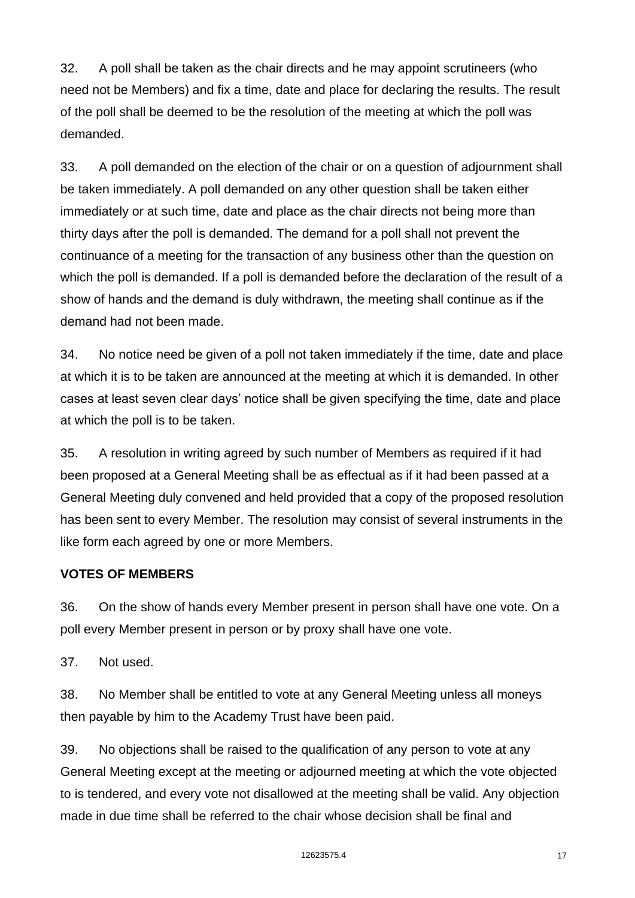32. A poll shall be taken as the chair directs and he may appoint scrutineers (who need not be Members) and fix a time, date and place for declaring the results. The result of the poll shall be deemed to be the resolution of the meeting at which the poll was demanded.

33. A poll demanded on the election of the chair or on a question of adjournment shall be taken immediately. A poll demanded on any other question shall be taken either immediately or at such time, date and place as the chair directs not being more than thirty days after the poll is demanded. The demand for a poll shall not prevent the continuance of a meeting for the transaction of any business other than the question on which the poll is demanded. If a poll is demanded before the declaration of the result of a show of hands and the demand is duly withdrawn, the meeting shall continue as if the demand had not been made.

34. No notice need be given of a poll not taken immediately if the time, date and place at which it is to be taken are announced at the meeting at which it is demanded. In other cases at least seven clear days' notice shall be given specifying the time, date and place at which the poll is to be taken.

35. A resolution in writing agreed by such number of Members as required if it had been proposed at a General Meeting shall be as effectual as if it had been passed at a General Meeting duly convened and held provided that a copy of the proposed resolution has been sent to every Member. The resolution may consist of several instruments in the like form each agreed by one or more Members.

**VOTES OF MEMBERS**

36. On the show of hands every Member present in person shall have one vote. On a poll every Member present in person or by proxy shall have one vote.

37. Not used.

38. No Member shall be entitled to vote at any General Meeting unless all moneys then payable by him to the Academy Trust have been paid.

39. No objections shall be raised to the qualification of any person to vote at any General Meeting except at the meeting or adjourned meeting at which the vote objected to is tendered, and every vote not disallowed at the meeting shall be valid. Any objection made in due time shall be referred to the chair whose decision shall be final and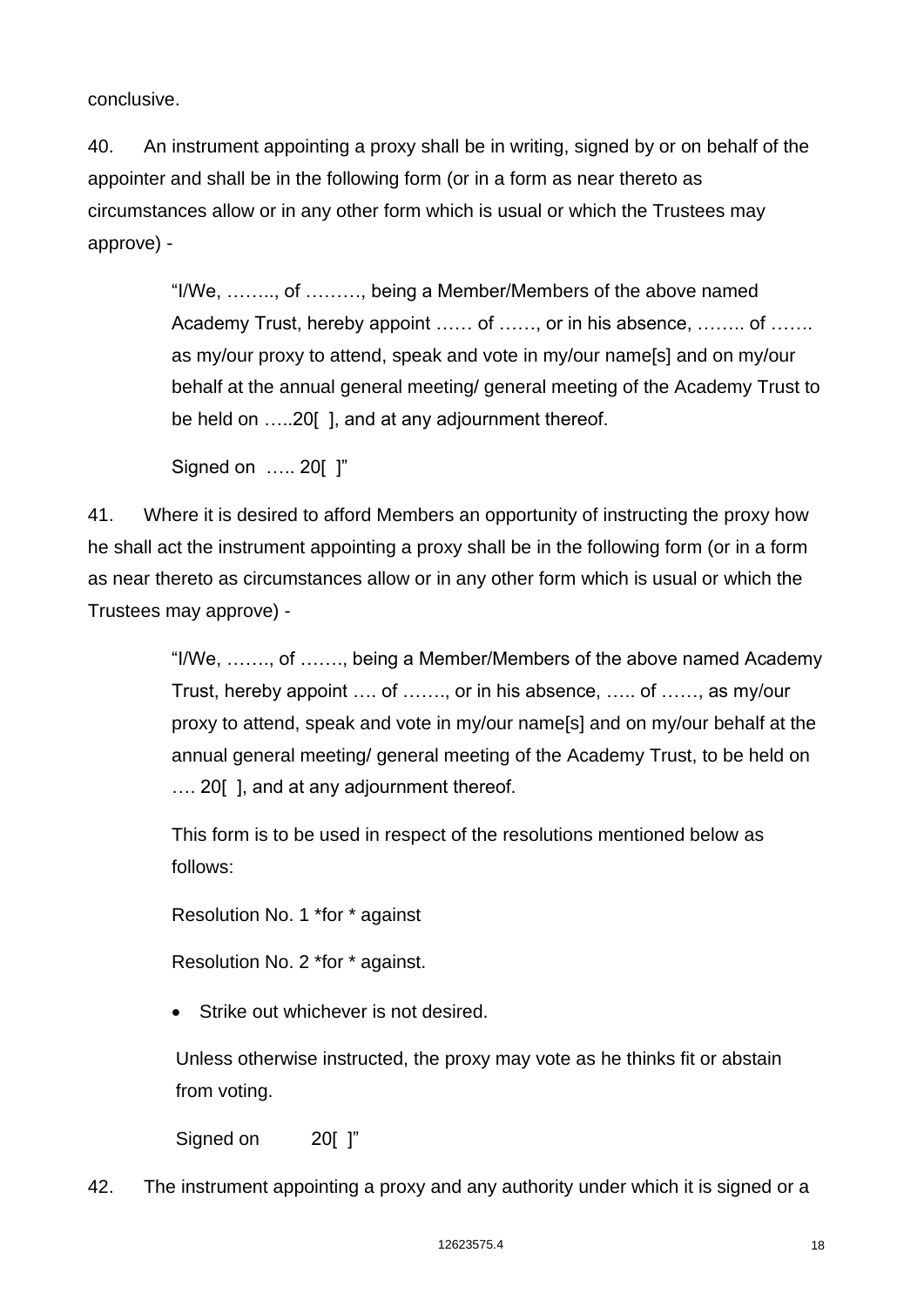conclusive.

40. An instrument appointing a proxy shall be in writing, signed by or on behalf of the appointer and shall be in the following form (or in a form as near thereto as circumstances allow or in any other form which is usual or which the Trustees may approve) -

> "I/We, …….., of ………, being a Member/Members of the above named Academy Trust, hereby appoint …… of ……, or in his absence, …….. of ……. as my/our proxy to attend, speak and vote in my/our name[s] and on my/our behalf at the annual general meeting/ general meeting of the Academy Trust to be held on …..20[ ], and at any adjournment thereof.
>
> Signed on ….. 20[ ]"

41. Where it is desired to afford Members an opportunity of instructing the proxy how he shall act the instrument appointing a proxy shall be in the following form (or in a form as near thereto as circumstances allow or in any other form which is usual or which the Trustees may approve) -

> "I/We, ……., of ……., being a Member/Members of the above named Academy Trust, hereby appoint …. of ……., or in his absence, ….. of ……, as my/our proxy to attend, speak and vote in my/our name[s] and on my/our behalf at the annual general meeting/ general meeting of the Academy Trust, to be held on …. 20[ ], and at any adjournment thereof.
>
> This form is to be used in respect of the resolutions mentioned below as follows:
>
> Resolution No. 1 *for * against
>
> Resolution No. 2 *for * against.
>
> - Strike out whichever is not desired.
>
> Unless otherwise instructed, the proxy may vote as he thinks fit or abstain from voting.
>
> Signed on 20[ ]"

42. The instrument appointing a proxy and any authority under which it is signed or a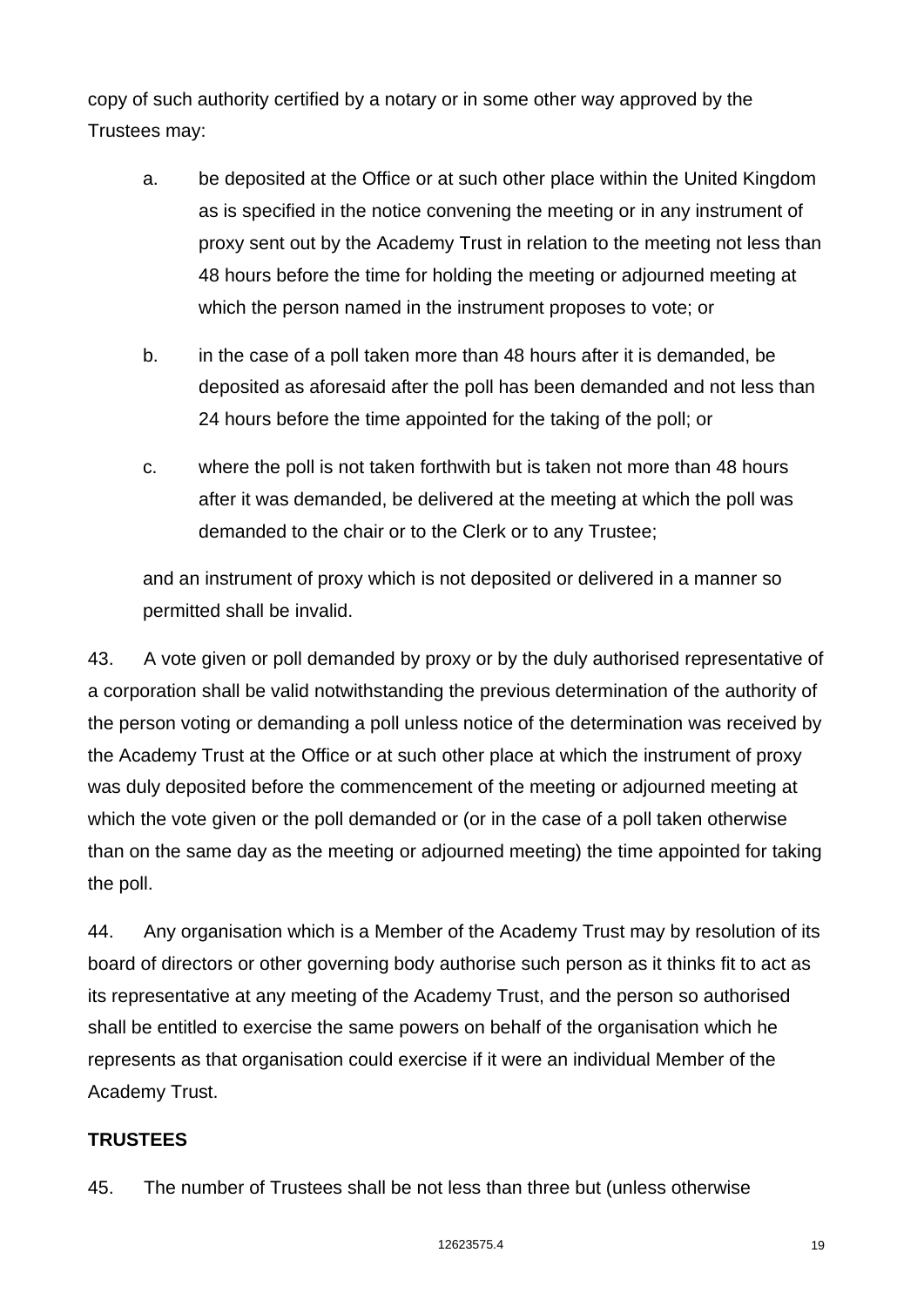copy of such authority certified by a notary or in some other way approved by the Trustees may:

a. be deposited at the Office or at such other place within the United Kingdom as is specified in the notice convening the meeting or in any instrument of proxy sent out by the Academy Trust in relation to the meeting not less than 48 hours before the time for holding the meeting or adjourned meeting at which the person named in the instrument proposes to vote; or

b. in the case of a poll taken more than 48 hours after it is demanded, be deposited as aforesaid after the poll has been demanded and not less than 24 hours before the time appointed for the taking of the poll; or

c. where the poll is not taken forthwith but is taken not more than 48 hours after it was demanded, be delivered at the meeting at which the poll was demanded to the chair or to the Clerk or to any Trustee;

and an instrument of proxy which is not deposited or delivered in a manner so permitted shall be invalid.

43. A vote given or poll demanded by proxy or by the duly authorised representative of a corporation shall be valid notwithstanding the previous determination of the authority of the person voting or demanding a poll unless notice of the determination was received by the Academy Trust at the Office or at such other place at which the instrument of proxy was duly deposited before the commencement of the meeting or adjourned meeting at which the vote given or the poll demanded or (or in the case of a poll taken otherwise than on the same day as the meeting or adjourned meeting) the time appointed for taking the poll.

44. Any organisation which is a Member of the Academy Trust may by resolution of its board of directors or other governing body authorise such person as it thinks fit to act as its representative at any meeting of the Academy Trust, and the person so authorised shall be entitled to exercise the same powers on behalf of the organisation which he represents as that organisation could exercise if it were an individual Member of the Academy Trust.

**TRUSTEES**

45. The number of Trustees shall be not less than three but (unless otherwise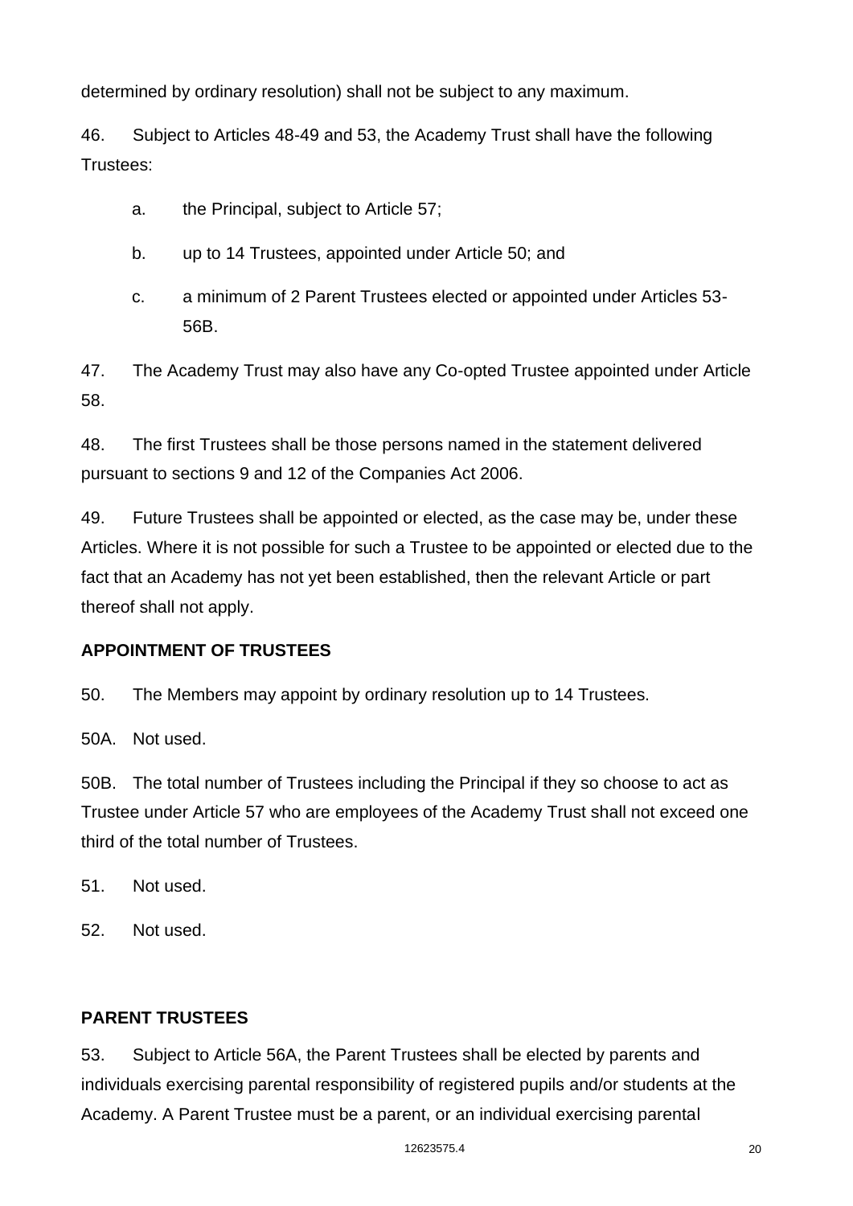determined by ordinary resolution) shall not be subject to any maximum.

46. Subject to Articles 48-49 and 53, the Academy Trust shall have the following Trustees:

a. the Principal, subject to Article 57;

b. up to 14 Trustees, appointed under Article 50; and

c. a minimum of 2 Parent Trustees elected or appointed under Articles 53-56B.

47. The Academy Trust may also have any Co-opted Trustee appointed under Article 58.

48. The first Trustees shall be those persons named in the statement delivered pursuant to sections 9 and 12 of the Companies Act 2006.

49. Future Trustees shall be appointed or elected, as the case may be, under these Articles. Where it is not possible for such a Trustee to be appointed or elected due to the fact that an Academy has not yet been established, then the relevant Article or part thereof shall not apply.

**APPOINTMENT OF TRUSTEES**

50. The Members may appoint by ordinary resolution up to 14 Trustees.

50A. Not used.

50B. The total number of Trustees including the Principal if they so choose to act as Trustee under Article 57 who are employees of the Academy Trust shall not exceed one third of the total number of Trustees.

51. Not used.

52. Not used.

**PARENT TRUSTEES**

53. Subject to Article 56A, the Parent Trustees shall be elected by parents and individuals exercising parental responsibility of registered pupils and/or students at the Academy. A Parent Trustee must be a parent, or an individual exercising parental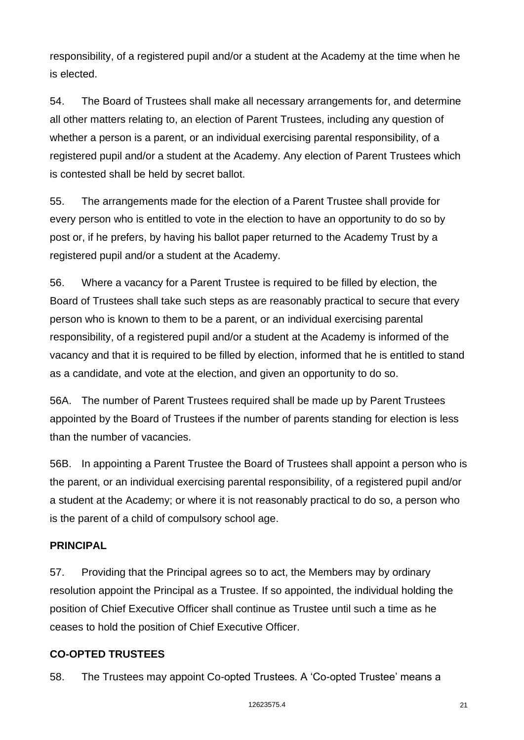responsibility, of a registered pupil and/or a student at the Academy at the time when he is elected.

54. The Board of Trustees shall make all necessary arrangements for, and determine all other matters relating to, an election of Parent Trustees, including any question of whether a person is a parent, or an individual exercising parental responsibility, of a registered pupil and/or a student at the Academy. Any election of Parent Trustees which is contested shall be held by secret ballot.

55. The arrangements made for the election of a Parent Trustee shall provide for every person who is entitled to vote in the election to have an opportunity to do so by post or, if he prefers, by having his ballot paper returned to the Academy Trust by a registered pupil and/or a student at the Academy.

56. Where a vacancy for a Parent Trustee is required to be filled by election, the Board of Trustees shall take such steps as are reasonably practical to secure that every person who is known to them to be a parent, or an individual exercising parental responsibility, of a registered pupil and/or a student at the Academy is informed of the vacancy and that it is required to be filled by election, informed that he is entitled to stand as a candidate, and vote at the election, and given an opportunity to do so.

56A. The number of Parent Trustees required shall be made up by Parent Trustees appointed by the Board of Trustees if the number of parents standing for election is less than the number of vacancies.

56B. In appointing a Parent Trustee the Board of Trustees shall appoint a person who is the parent, or an individual exercising parental responsibility, of a registered pupil and/or a student at the Academy; or where it is not reasonably practical to do so, a person who is the parent of a child of compulsory school age.

**PRINCIPAL**

57. Providing that the Principal agrees so to act, the Members may by ordinary resolution appoint the Principal as a Trustee. If so appointed, the individual holding the position of Chief Executive Officer shall continue as Trustee until such a time as he ceases to hold the position of Chief Executive Officer.

**CO-OPTED TRUSTEES**

58. The Trustees may appoint Co-opted Trustees. A 'Co-opted Trustee' means a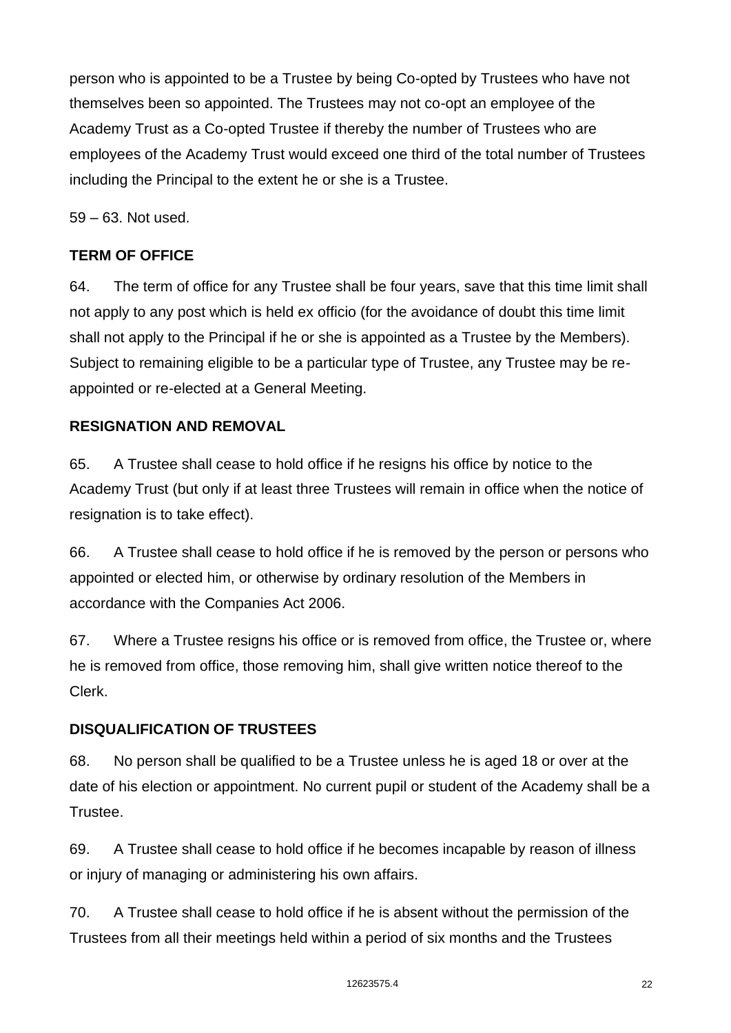person who is appointed to be a Trustee by being Co-opted by Trustees who have not themselves been so appointed. The Trustees may not co-opt an employee of the Academy Trust as a Co-opted Trustee if thereby the number of Trustees who are employees of the Academy Trust would exceed one third of the total number of Trustees including the Principal to the extent he or she is a Trustee.

59 – 63. Not used.

**TERM OF OFFICE**

64. The term of office for any Trustee shall be four years, save that this time limit shall not apply to any post which is held ex officio (for the avoidance of doubt this time limit shall not apply to the Principal if he or she is appointed as a Trustee by the Members). Subject to remaining eligible to be a particular type of Trustee, any Trustee may be re-appointed or re-elected at a General Meeting.

**RESIGNATION AND REMOVAL**

65. A Trustee shall cease to hold office if he resigns his office by notice to the Academy Trust (but only if at least three Trustees will remain in office when the notice of resignation is to take effect).

66. A Trustee shall cease to hold office if he is removed by the person or persons who appointed or elected him, or otherwise by ordinary resolution of the Members in accordance with the Companies Act 2006.

67. Where a Trustee resigns his office or is removed from office, the Trustee or, where he is removed from office, those removing him, shall give written notice thereof to the Clerk.

**DISQUALIFICATION OF TRUSTEES**

68. No person shall be qualified to be a Trustee unless he is aged 18 or over at the date of his election or appointment. No current pupil or student of the Academy shall be a Trustee.

69. A Trustee shall cease to hold office if he becomes incapable by reason of illness or injury of managing or administering his own affairs.

70. A Trustee shall cease to hold office if he is absent without the permission of the Trustees from all their meetings held within a period of six months and the Trustees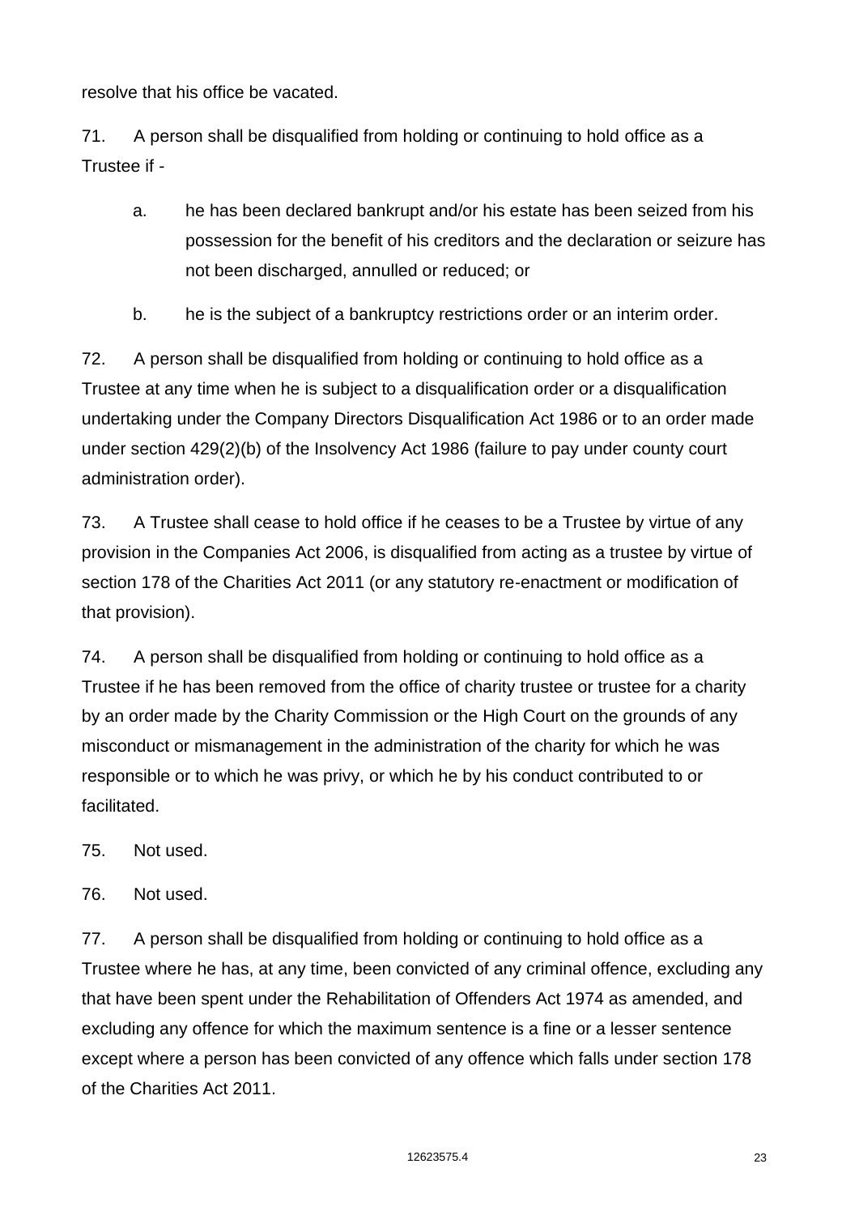resolve that his office be vacated.

71. A person shall be disqualified from holding or continuing to hold office as a Trustee if -

  a. he has been declared bankrupt and/or his estate has been seized from his possession for the benefit of his creditors and the declaration or seizure has not been discharged, annulled or reduced; or

  b. he is the subject of a bankruptcy restrictions order or an interim order.

72. A person shall be disqualified from holding or continuing to hold office as a Trustee at any time when he is subject to a disqualification order or a disqualification undertaking under the Company Directors Disqualification Act 1986 or to an order made under section 429(2)(b) of the Insolvency Act 1986 (failure to pay under county court administration order).

73. A Trustee shall cease to hold office if he ceases to be a Trustee by virtue of any provision in the Companies Act 2006, is disqualified from acting as a trustee by virtue of section 178 of the Charities Act 2011 (or any statutory re-enactment or modification of that provision).

74. A person shall be disqualified from holding or continuing to hold office as a Trustee if he has been removed from the office of charity trustee or trustee for a charity by an order made by the Charity Commission or the High Court on the grounds of any misconduct or mismanagement in the administration of the charity for which he was responsible or to which he was privy, or which he by his conduct contributed to or facilitated.

75. Not used.

76. Not used.

77. A person shall be disqualified from holding or continuing to hold office as a Trustee where he has, at any time, been convicted of any criminal offence, excluding any that have been spent under the Rehabilitation of Offenders Act 1974 as amended, and excluding any offence for which the maximum sentence is a fine or a lesser sentence except where a person has been convicted of any offence which falls under section 178 of the Charities Act 2011.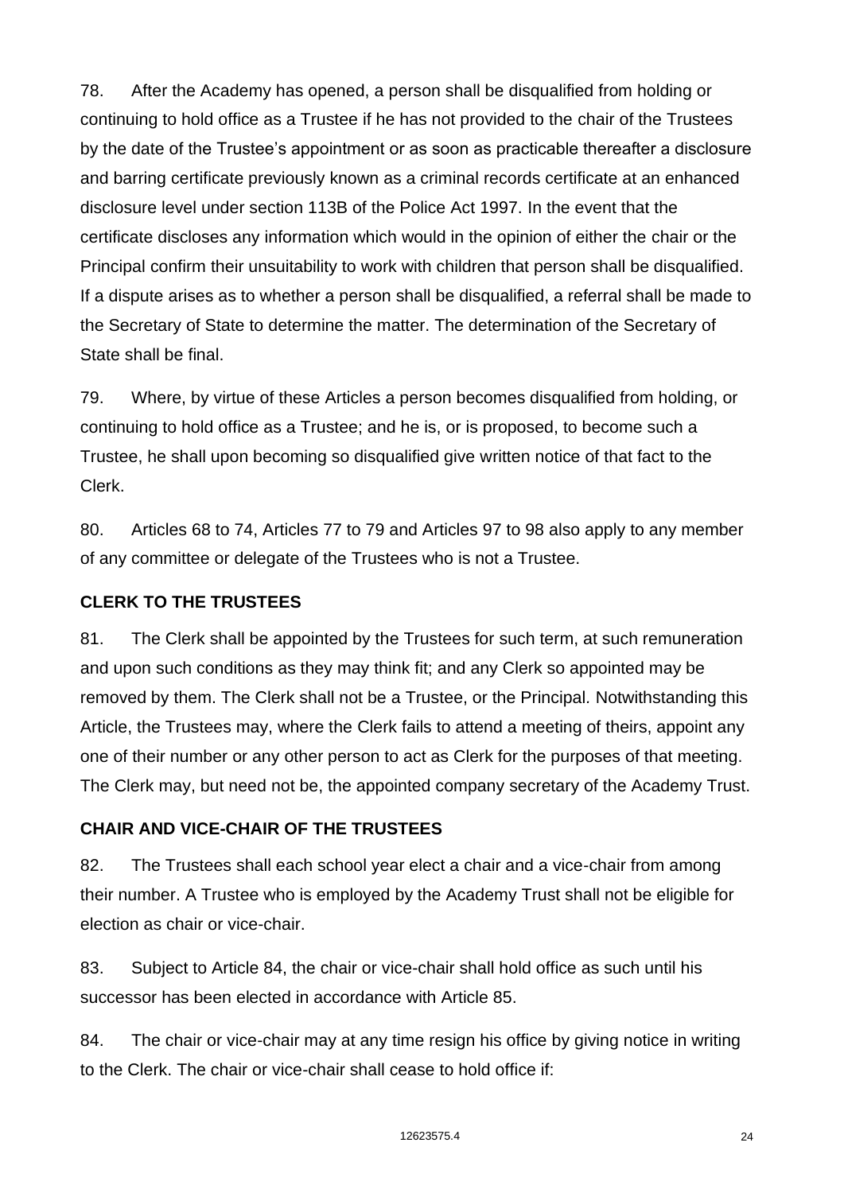78. After the Academy has opened, a person shall be disqualified from holding or continuing to hold office as a Trustee if he has not provided to the chair of the Trustees by the date of the Trustee's appointment or as soon as practicable thereafter a disclosure and barring certificate previously known as a criminal records certificate at an enhanced disclosure level under section 113B of the Police Act 1997. In the event that the certificate discloses any information which would in the opinion of either the chair or the Principal confirm their unsuitability to work with children that person shall be disqualified. If a dispute arises as to whether a person shall be disqualified, a referral shall be made to the Secretary of State to determine the matter. The determination of the Secretary of State shall be final.

79. Where, by virtue of these Articles a person becomes disqualified from holding, or continuing to hold office as a Trustee; and he is, or is proposed, to become such a Trustee, he shall upon becoming so disqualified give written notice of that fact to the Clerk.

80. Articles 68 to 74, Articles 77 to 79 and Articles 97 to 98 also apply to any member of any committee or delegate of the Trustees who is not a Trustee.

## CLERK TO THE TRUSTEES

81. The Clerk shall be appointed by the Trustees for such term, at such remuneration and upon such conditions as they may think fit; and any Clerk so appointed may be removed by them. The Clerk shall not be a Trustee, or the Principal. Notwithstanding this Article, the Trustees may, where the Clerk fails to attend a meeting of theirs, appoint any one of their number or any other person to act as Clerk for the purposes of that meeting. The Clerk may, but need not be, the appointed company secretary of the Academy Trust.

## CHAIR AND VICE-CHAIR OF THE TRUSTEES

82. The Trustees shall each school year elect a chair and a vice-chair from among their number. A Trustee who is employed by the Academy Trust shall not be eligible for election as chair or vice-chair.

83. Subject to Article 84, the chair or vice-chair shall hold office as such until his successor has been elected in accordance with Article 85.

84. The chair or vice-chair may at any time resign his office by giving notice in writing to the Clerk. The chair or vice-chair shall cease to hold office if: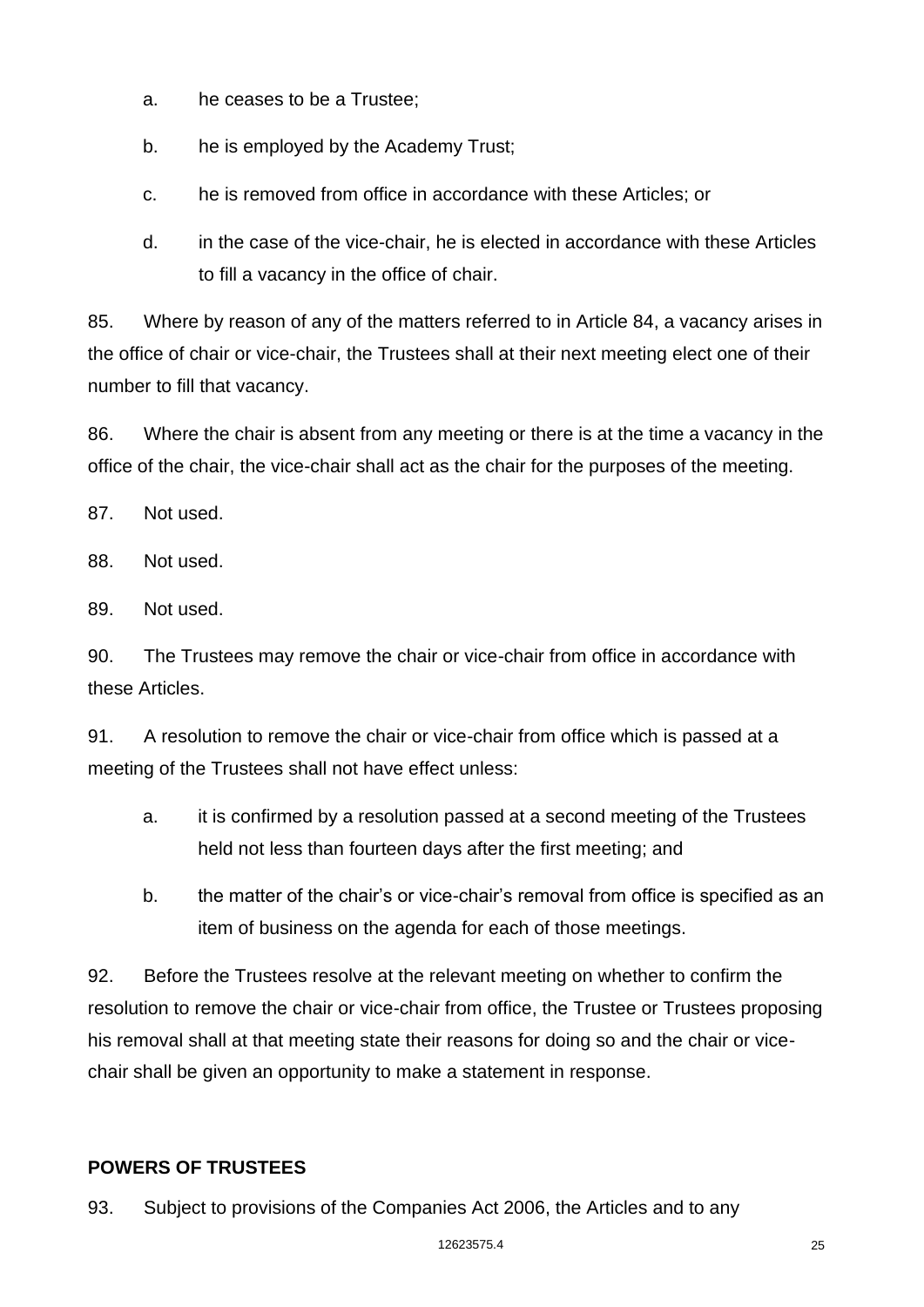a. he ceases to be a Trustee;

b. he is employed by the Academy Trust;

c. he is removed from office in accordance with these Articles; or

d. in the case of the vice-chair, he is elected in accordance with these Articles to fill a vacancy in the office of chair.

85. Where by reason of any of the matters referred to in Article 84, a vacancy arises in the office of chair or vice-chair, the Trustees shall at their next meeting elect one of their number to fill that vacancy.

86. Where the chair is absent from any meeting or there is at the time a vacancy in the office of the chair, the vice-chair shall act as the chair for the purposes of the meeting.

87. Not used.

88. Not used.

89. Not used.

90. The Trustees may remove the chair or vice-chair from office in accordance with these Articles.

91. A resolution to remove the chair or vice-chair from office which is passed at a meeting of the Trustees shall not have effect unless:

a. it is confirmed by a resolution passed at a second meeting of the Trustees held not less than fourteen days after the first meeting; and

b. the matter of the chair's or vice-chair's removal from office is specified as an item of business on the agenda for each of those meetings.

92. Before the Trustees resolve at the relevant meeting on whether to confirm the resolution to remove the chair or vice-chair from office, the Trustee or Trustees proposing his removal shall at that meeting state their reasons for doing so and the chair or vice-chair shall be given an opportunity to make a statement in response.

**POWERS OF TRUSTEES**

93. Subject to provisions of the Companies Act 2006, the Articles and to any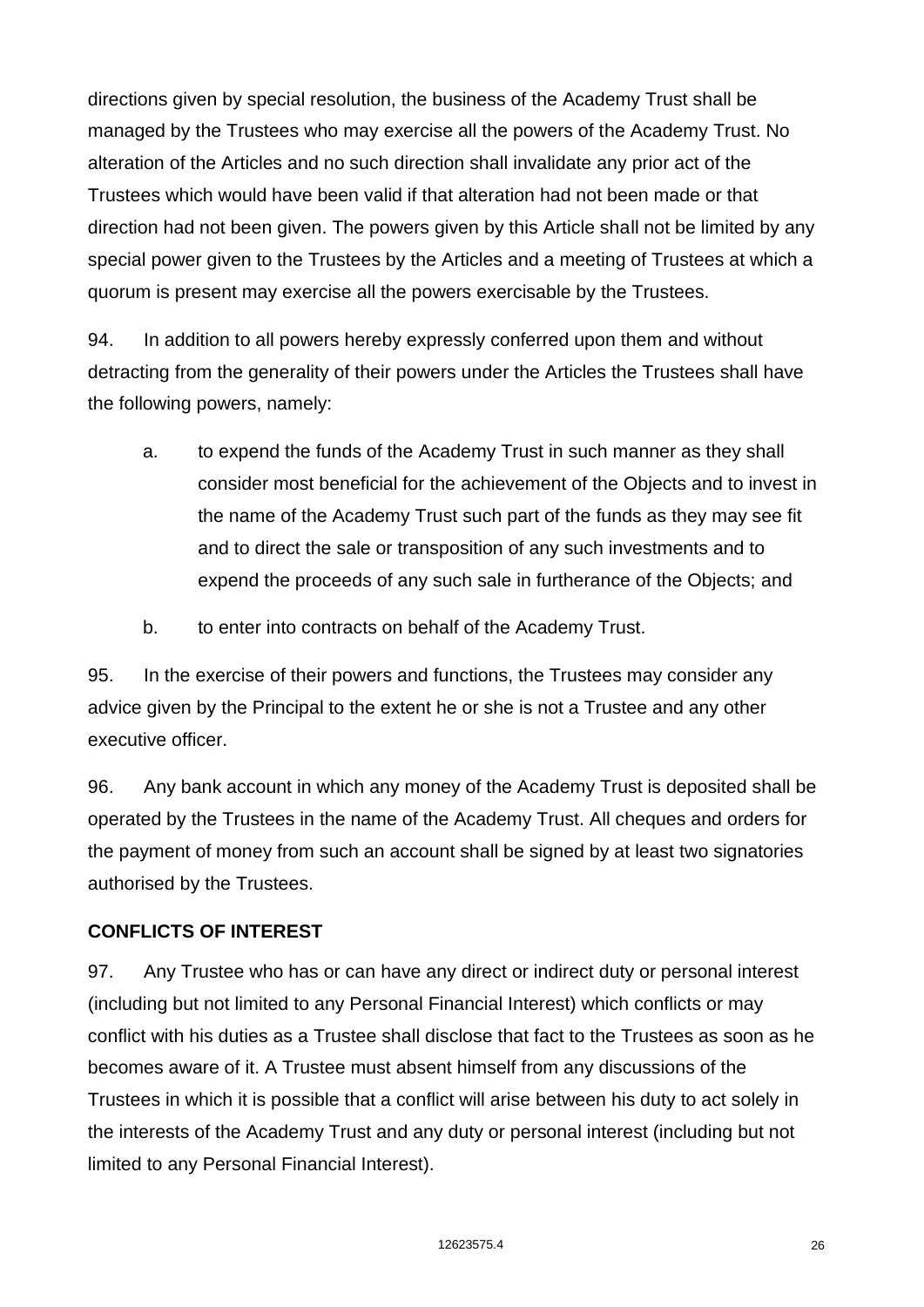directions given by special resolution, the business of the Academy Trust shall be managed by the Trustees who may exercise all the powers of the Academy Trust. No alteration of the Articles and no such direction shall invalidate any prior act of the Trustees which would have been valid if that alteration had not been made or that direction had not been given. The powers given by this Article shall not be limited by any special power given to the Trustees by the Articles and a meeting of Trustees at which a quorum is present may exercise all the powers exercisable by the Trustees.

94. In addition to all powers hereby expressly conferred upon them and without detracting from the generality of their powers under the Articles the Trustees shall have the following powers, namely:

a. to expend the funds of the Academy Trust in such manner as they shall consider most beneficial for the achievement of the Objects and to invest in the name of the Academy Trust such part of the funds as they may see fit and to direct the sale or transposition of any such investments and to expend the proceeds of any such sale in furtherance of the Objects; and

b. to enter into contracts on behalf of the Academy Trust.

95. In the exercise of their powers and functions, the Trustees may consider any advice given by the Principal to the extent he or she is not a Trustee and any other executive officer.

96. Any bank account in which any money of the Academy Trust is deposited shall be operated by the Trustees in the name of the Academy Trust. All cheques and orders for the payment of money from such an account shall be signed by at least two signatories authorised by the Trustees.

**CONFLICTS OF INTEREST**

97. Any Trustee who has or can have any direct or indirect duty or personal interest (including but not limited to any Personal Financial Interest) which conflicts or may conflict with his duties as a Trustee shall disclose that fact to the Trustees as soon as he becomes aware of it. A Trustee must absent himself from any discussions of the Trustees in which it is possible that a conflict will arise between his duty to act solely in the interests of the Academy Trust and any duty or personal interest (including but not limited to any Personal Financial Interest).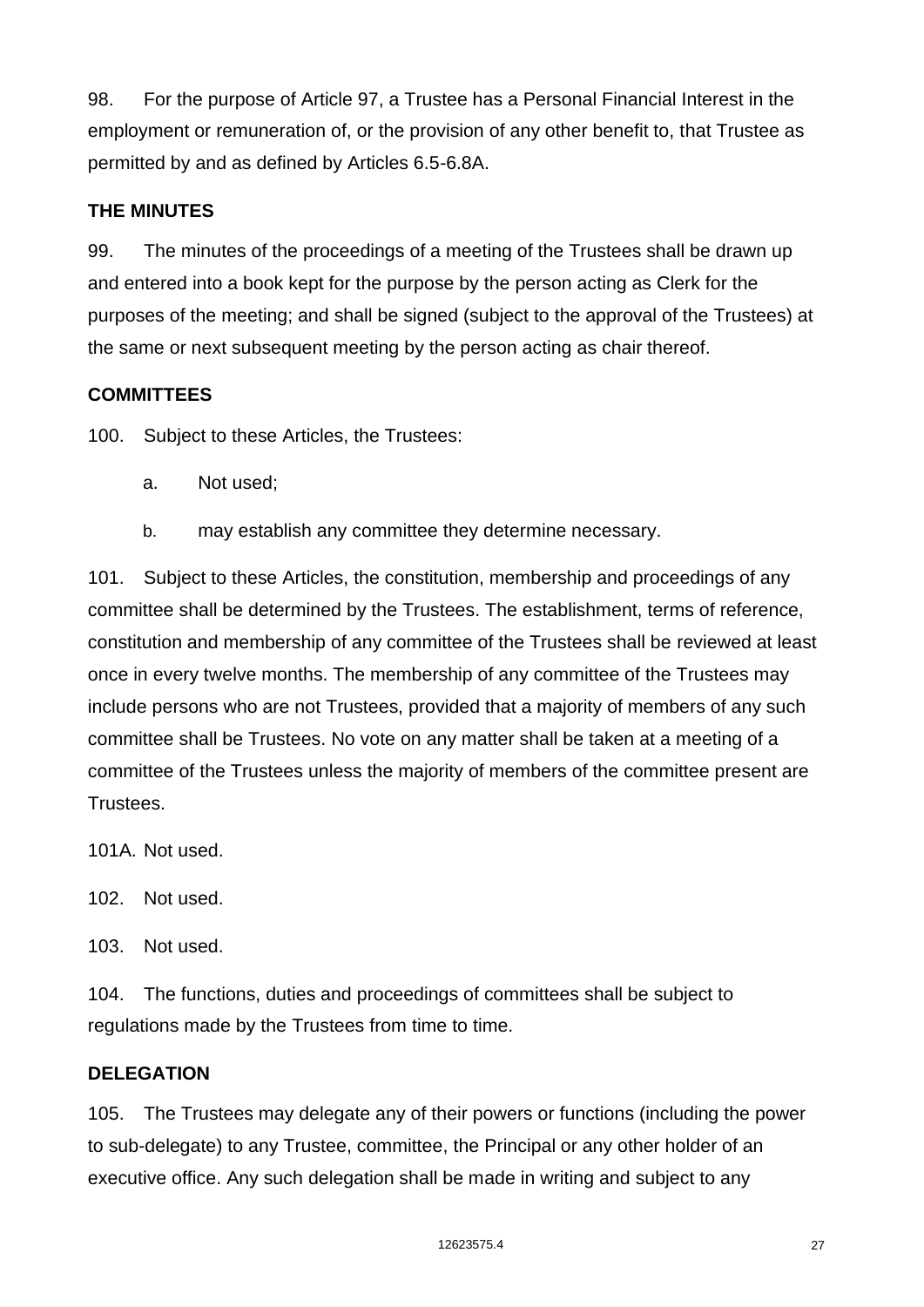98. For the purpose of Article 97, a Trustee has a Personal Financial Interest in the employment or remuneration of, or the provision of any other benefit to, that Trustee as permitted by and as defined by Articles 6.5-6.8A.

**THE MINUTES**

99. The minutes of the proceedings of a meeting of the Trustees shall be drawn up and entered into a book kept for the purpose by the person acting as Clerk for the purposes of the meeting; and shall be signed (subject to the approval of the Trustees) at the same or next subsequent meeting by the person acting as chair thereof.

**COMMITTEES**

100. Subject to these Articles, the Trustees:

  a. Not used;

  b. may establish any committee they determine necessary.

101. Subject to these Articles, the constitution, membership and proceedings of any committee shall be determined by the Trustees. The establishment, terms of reference, constitution and membership of any committee of the Trustees shall be reviewed at least once in every twelve months. The membership of any committee of the Trustees may include persons who are not Trustees, provided that a majority of members of any such committee shall be Trustees. No vote on any matter shall be taken at a meeting of a committee of the Trustees unless the majority of members of the committee present are Trustees.

101A. Not used.

102. Not used.

103. Not used.

104. The functions, duties and proceedings of committees shall be subject to regulations made by the Trustees from time to time.

**DELEGATION**

105. The Trustees may delegate any of their powers or functions (including the power to sub-delegate) to any Trustee, committee, the Principal or any other holder of an executive office. Any such delegation shall be made in writing and subject to any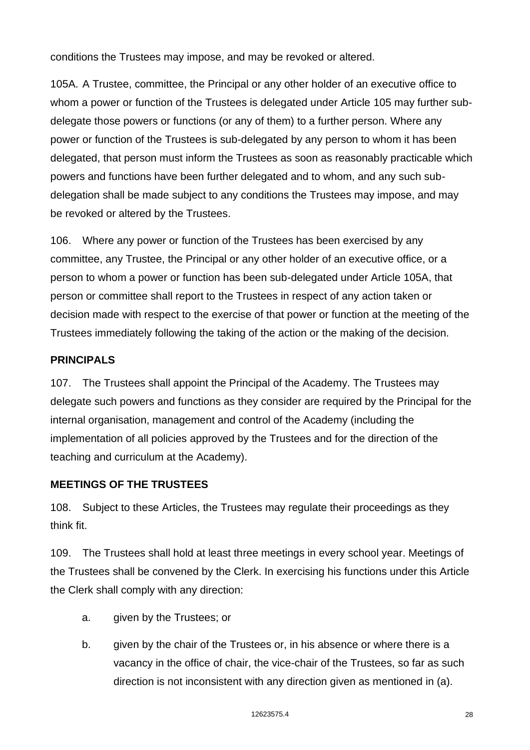conditions the Trustees may impose, and may be revoked or altered.

105A. A Trustee, committee, the Principal or any other holder of an executive office to whom a power or function of the Trustees is delegated under Article 105 may further sub-delegate those powers or functions (or any of them) to a further person. Where any power or function of the Trustees is sub-delegated by any person to whom it has been delegated, that person must inform the Trustees as soon as reasonably practicable which powers and functions have been further delegated and to whom, and any such sub-delegation shall be made subject to any conditions the Trustees may impose, and may be revoked or altered by the Trustees.

106. Where any power or function of the Trustees has been exercised by any committee, any Trustee, the Principal or any other holder of an executive office, or a person to whom a power or function has been sub-delegated under Article 105A, that person or committee shall report to the Trustees in respect of any action taken or decision made with respect to the exercise of that power or function at the meeting of the Trustees immediately following the taking of the action or the making of the decision.

**PRINCIPALS**

107. The Trustees shall appoint the Principal of the Academy. The Trustees may delegate such powers and functions as they consider are required by the Principal for the internal organisation, management and control of the Academy (including the implementation of all policies approved by the Trustees and for the direction of the teaching and curriculum at the Academy).

**MEETINGS OF THE TRUSTEES**

108. Subject to these Articles, the Trustees may regulate their proceedings as they think fit.

109. The Trustees shall hold at least three meetings in every school year. Meetings of the Trustees shall be convened by the Clerk. In exercising his functions under this Article the Clerk shall comply with any direction:

a. given by the Trustees; or

b. given by the chair of the Trustees or, in his absence or where there is a vacancy in the office of chair, the vice-chair of the Trustees, so far as such direction is not inconsistent with any direction given as mentioned in (a).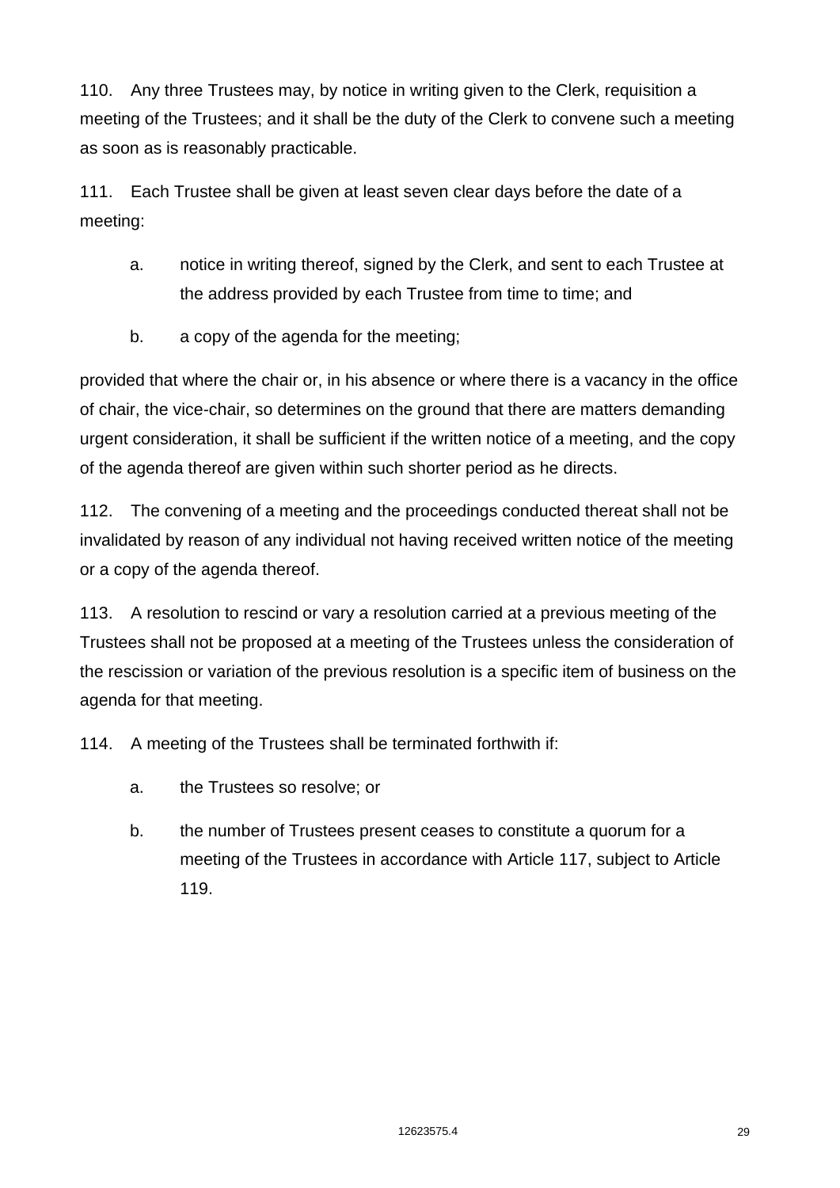110. Any three Trustees may, by notice in writing given to the Clerk, requisition a meeting of the Trustees; and it shall be the duty of the Clerk to convene such a meeting as soon as is reasonably practicable.

111. Each Trustee shall be given at least seven clear days before the date of a meeting:

a. notice in writing thereof, signed by the Clerk, and sent to each Trustee at the address provided by each Trustee from time to time; and

b. a copy of the agenda for the meeting;

provided that where the chair or, in his absence or where there is a vacancy in the office of chair, the vice-chair, so determines on the ground that there are matters demanding urgent consideration, it shall be sufficient if the written notice of a meeting, and the copy of the agenda thereof are given within such shorter period as he directs.

112. The convening of a meeting and the proceedings conducted thereat shall not be invalidated by reason of any individual not having received written notice of the meeting or a copy of the agenda thereof.

113. A resolution to rescind or vary a resolution carried at a previous meeting of the Trustees shall not be proposed at a meeting of the Trustees unless the consideration of the rescission or variation of the previous resolution is a specific item of business on the agenda for that meeting.

114. A meeting of the Trustees shall be terminated forthwith if:

a. the Trustees so resolve; or

b. the number of Trustees present ceases to constitute a quorum for a meeting of the Trustees in accordance with Article 117, subject to Article 119.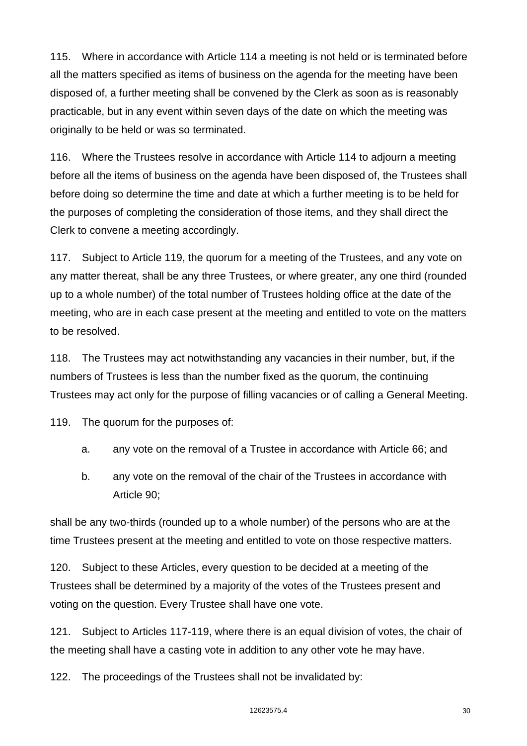115. Where in accordance with Article 114 a meeting is not held or is terminated before all the matters specified as items of business on the agenda for the meeting have been disposed of, a further meeting shall be convened by the Clerk as soon as is reasonably practicable, but in any event within seven days of the date on which the meeting was originally to be held or was so terminated.

116. Where the Trustees resolve in accordance with Article 114 to adjourn a meeting before all the items of business on the agenda have been disposed of, the Trustees shall before doing so determine the time and date at which a further meeting is to be held for the purposes of completing the consideration of those items, and they shall direct the Clerk to convene a meeting accordingly.

117. Subject to Article 119, the quorum for a meeting of the Trustees, and any vote on any matter thereat, shall be any three Trustees, or where greater, any one third (rounded up to a whole number) of the total number of Trustees holding office at the date of the meeting, who are in each case present at the meeting and entitled to vote on the matters to be resolved.

118. The Trustees may act notwithstanding any vacancies in their number, but, if the numbers of Trustees is less than the number fixed as the quorum, the continuing Trustees may act only for the purpose of filling vacancies or of calling a General Meeting.

119. The quorum for the purposes of:

a. any vote on the removal of a Trustee in accordance with Article 66; and

b. any vote on the removal of the chair of the Trustees in accordance with Article 90;

shall be any two-thirds (rounded up to a whole number) of the persons who are at the time Trustees present at the meeting and entitled to vote on those respective matters.

120. Subject to these Articles, every question to be decided at a meeting of the Trustees shall be determined by a majority of the votes of the Trustees present and voting on the question. Every Trustee shall have one vote.

121. Subject to Articles 117-119, where there is an equal division of votes, the chair of the meeting shall have a casting vote in addition to any other vote he may have.

122. The proceedings of the Trustees shall not be invalidated by: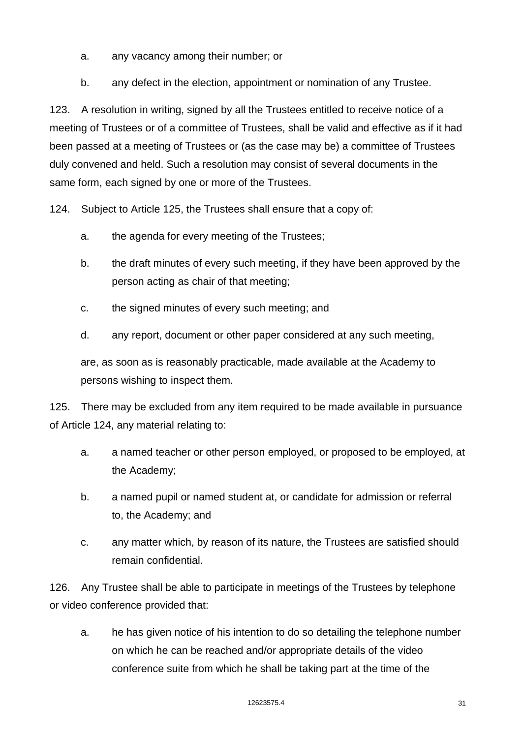a. any vacancy among their number; or

b. any defect in the election, appointment or nomination of any Trustee.

123. A resolution in writing, signed by all the Trustees entitled to receive notice of a meeting of Trustees or of a committee of Trustees, shall be valid and effective as if it had been passed at a meeting of Trustees or (as the case may be) a committee of Trustees duly convened and held. Such a resolution may consist of several documents in the same form, each signed by one or more of the Trustees.

124. Subject to Article 125, the Trustees shall ensure that a copy of:

a. the agenda for every meeting of the Trustees;

b. the draft minutes of every such meeting, if they have been approved by the person acting as chair of that meeting;

c. the signed minutes of every such meeting; and

d. any report, document or other paper considered at any such meeting,

are, as soon as is reasonably practicable, made available at the Academy to persons wishing to inspect them.

125. There may be excluded from any item required to be made available in pursuance of Article 124, any material relating to:

a. a named teacher or other person employed, or proposed to be employed, at the Academy;

b. a named pupil or named student at, or candidate for admission or referral to, the Academy; and

c. any matter which, by reason of its nature, the Trustees are satisfied should remain confidential.

126. Any Trustee shall be able to participate in meetings of the Trustees by telephone or video conference provided that:

a. he has given notice of his intention to do so detailing the telephone number on which he can be reached and/or appropriate details of the video conference suite from which he shall be taking part at the time of the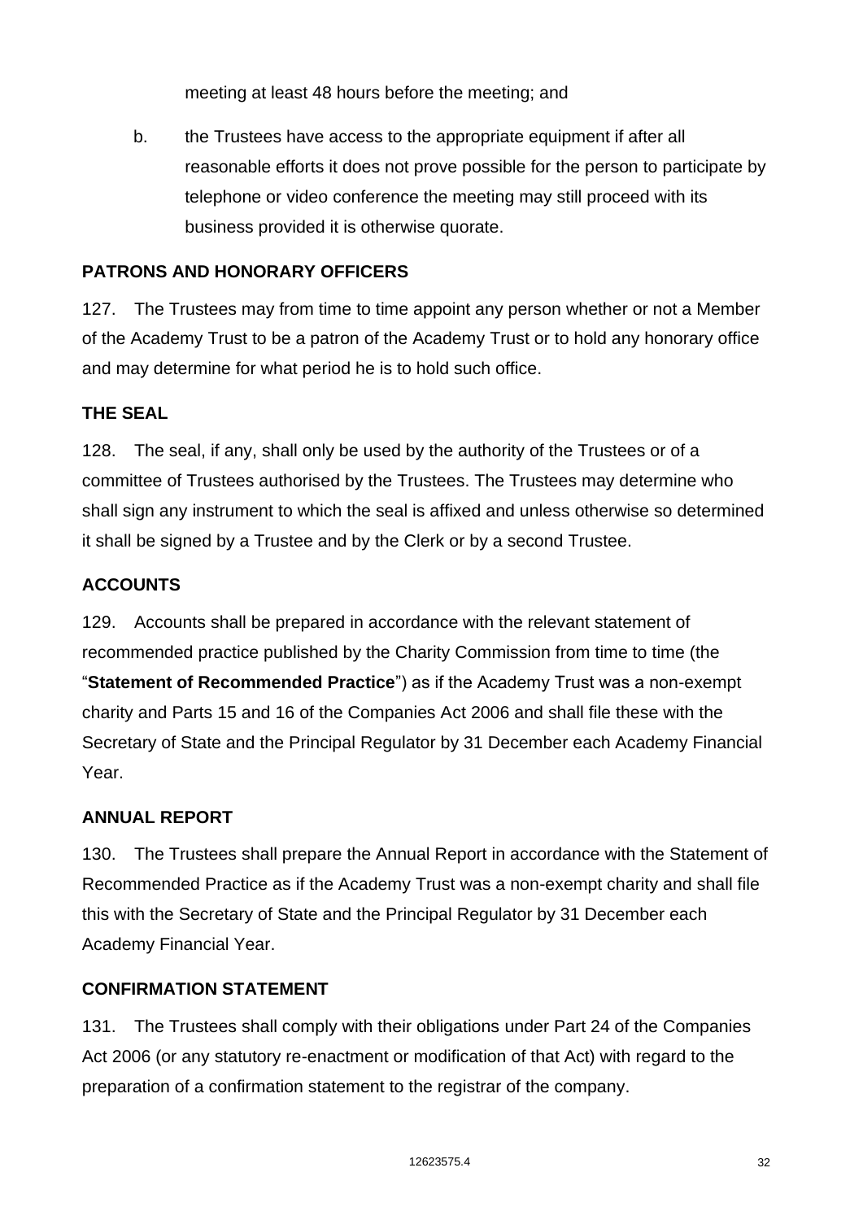meeting at least 48 hours before the meeting; and

b. the Trustees have access to the appropriate equipment if after all reasonable efforts it does not prove possible for the person to participate by telephone or video conference the meeting may still proceed with its business provided it is otherwise quorate.

**PATRONS AND HONORARY OFFICERS**

127. The Trustees may from time to time appoint any person whether or not a Member of the Academy Trust to be a patron of the Academy Trust or to hold any honorary office and may determine for what period he is to hold such office.

**THE SEAL**

128. The seal, if any, shall only be used by the authority of the Trustees or of a committee of Trustees authorised by the Trustees. The Trustees may determine who shall sign any instrument to which the seal is affixed and unless otherwise so determined it shall be signed by a Trustee and by the Clerk or by a second Trustee.

**ACCOUNTS**

129. Accounts shall be prepared in accordance with the relevant statement of recommended practice published by the Charity Commission from time to time (the "**Statement of Recommended Practice**") as if the Academy Trust was a non-exempt charity and Parts 15 and 16 of the Companies Act 2006 and shall file these with the Secretary of State and the Principal Regulator by 31 December each Academy Financial Year.

**ANNUAL REPORT**

130. The Trustees shall prepare the Annual Report in accordance with the Statement of Recommended Practice as if the Academy Trust was a non-exempt charity and shall file this with the Secretary of State and the Principal Regulator by 31 December each Academy Financial Year.

**CONFIRMATION STATEMENT**

131. The Trustees shall comply with their obligations under Part 24 of the Companies Act 2006 (or any statutory re-enactment or modification of that Act) with regard to the preparation of a confirmation statement to the registrar of the company.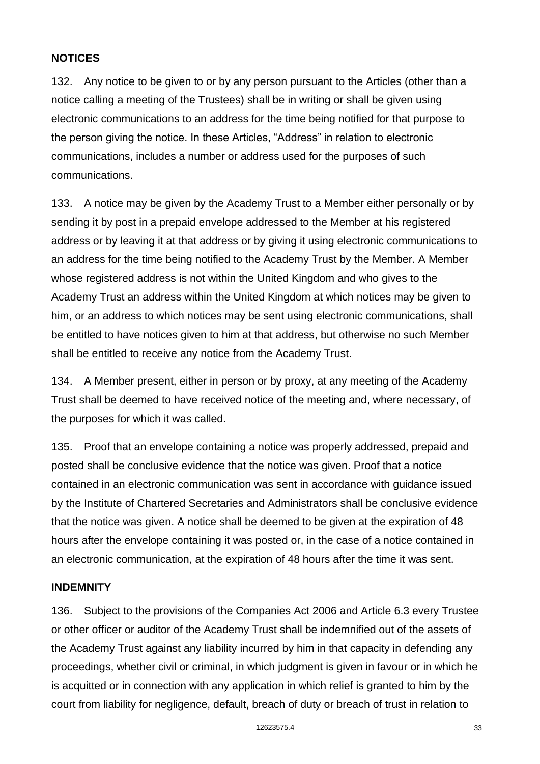**NOTICES**

132. Any notice to be given to or by any person pursuant to the Articles (other than a notice calling a meeting of the Trustees) shall be in writing or shall be given using electronic communications to an address for the time being notified for that purpose to the person giving the notice. In these Articles, "Address" in relation to electronic communications, includes a number or address used for the purposes of such communications.

133. A notice may be given by the Academy Trust to a Member either personally or by sending it by post in a prepaid envelope addressed to the Member at his registered address or by leaving it at that address or by giving it using electronic communications to an address for the time being notified to the Academy Trust by the Member. A Member whose registered address is not within the United Kingdom and who gives to the Academy Trust an address within the United Kingdom at which notices may be given to him, or an address to which notices may be sent using electronic communications, shall be entitled to have notices given to him at that address, but otherwise no such Member shall be entitled to receive any notice from the Academy Trust.

134. A Member present, either in person or by proxy, at any meeting of the Academy Trust shall be deemed to have received notice of the meeting and, where necessary, of the purposes for which it was called.

135. Proof that an envelope containing a notice was properly addressed, prepaid and posted shall be conclusive evidence that the notice was given. Proof that a notice contained in an electronic communication was sent in accordance with guidance issued by the Institute of Chartered Secretaries and Administrators shall be conclusive evidence that the notice was given. A notice shall be deemed to be given at the expiration of 48 hours after the envelope containing it was posted or, in the case of a notice contained in an electronic communication, at the expiration of 48 hours after the time it was sent.

**INDEMNITY**

136. Subject to the provisions of the Companies Act 2006 and Article 6.3 every Trustee or other officer or auditor of the Academy Trust shall be indemnified out of the assets of the Academy Trust against any liability incurred by him in that capacity in defending any proceedings, whether civil or criminal, in which judgment is given in favour or in which he is acquitted or in connection with any application in which relief is granted to him by the court from liability for negligence, default, breach of duty or breach of trust in relation to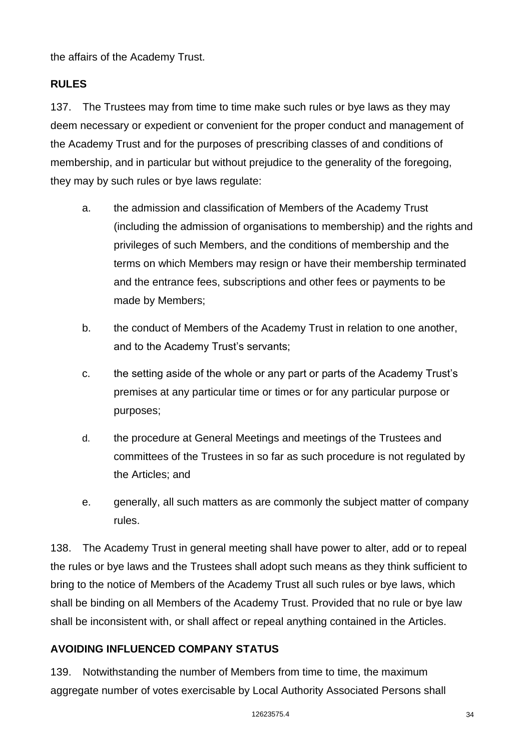the affairs of the Academy Trust.

**RULES**

137. The Trustees may from time to time make such rules or bye laws as they may deem necessary or expedient or convenient for the proper conduct and management of the Academy Trust and for the purposes of prescribing classes of and conditions of membership, and in particular but without prejudice to the generality of the foregoing, they may by such rules or bye laws regulate:

a. the admission and classification of Members of the Academy Trust (including the admission of organisations to membership) and the rights and privileges of such Members, and the conditions of membership and the terms on which Members may resign or have their membership terminated and the entrance fees, subscriptions and other fees or payments to be made by Members;

b. the conduct of Members of the Academy Trust in relation to one another, and to the Academy Trust's servants;

c. the setting aside of the whole or any part or parts of the Academy Trust's premises at any particular time or times or for any particular purpose or purposes;

d. the procedure at General Meetings and meetings of the Trustees and committees of the Trustees in so far as such procedure is not regulated by the Articles; and

e. generally, all such matters as are commonly the subject matter of company rules.

138. The Academy Trust in general meeting shall have power to alter, add or to repeal the rules or bye laws and the Trustees shall adopt such means as they think sufficient to bring to the notice of Members of the Academy Trust all such rules or bye laws, which shall be binding on all Members of the Academy Trust. Provided that no rule or bye law shall be inconsistent with, or shall affect or repeal anything contained in the Articles.

**AVOIDING INFLUENCED COMPANY STATUS**

139. Notwithstanding the number of Members from time to time, the maximum aggregate number of votes exercisable by Local Authority Associated Persons shall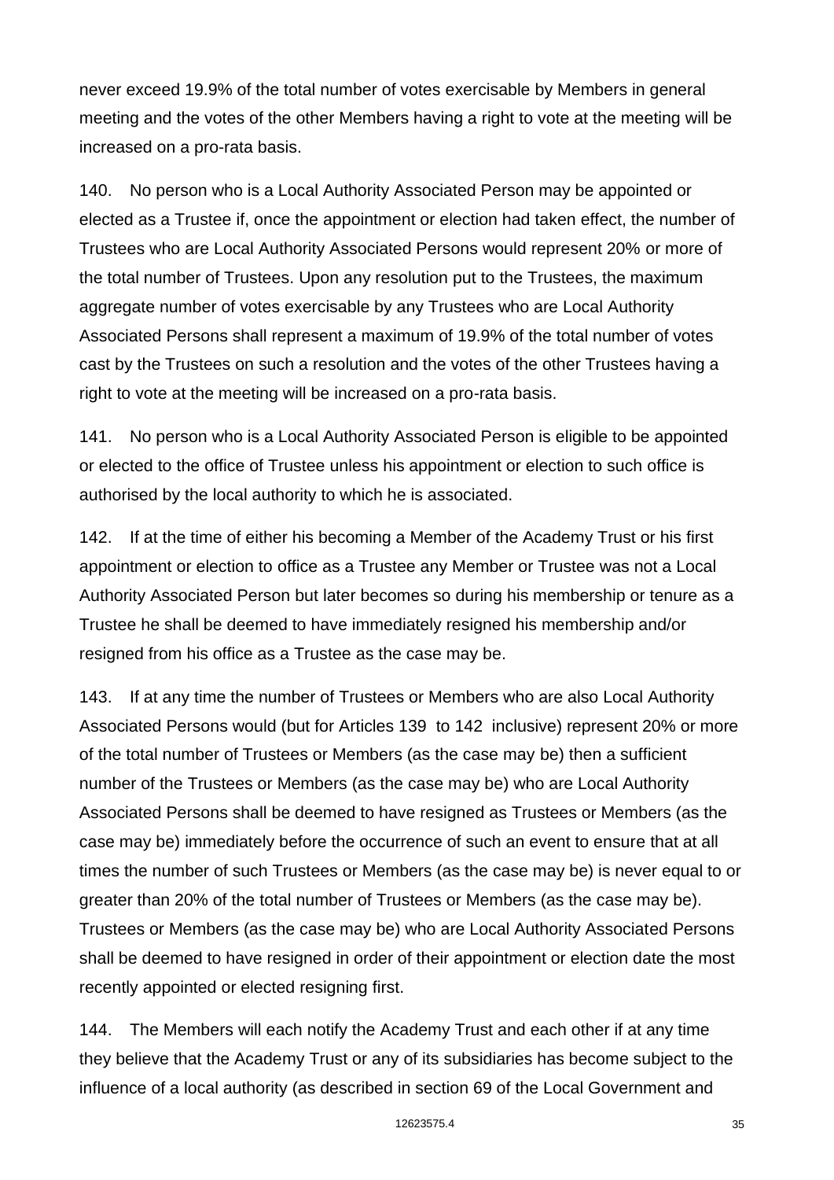never exceed 19.9% of the total number of votes exercisable by Members in general meeting and the votes of the other Members having a right to vote at the meeting will be increased on a pro-rata basis.

140. No person who is a Local Authority Associated Person may be appointed or elected as a Trustee if, once the appointment or election had taken effect, the number of Trustees who are Local Authority Associated Persons would represent 20% or more of the total number of Trustees. Upon any resolution put to the Trustees, the maximum aggregate number of votes exercisable by any Trustees who are Local Authority Associated Persons shall represent a maximum of 19.9% of the total number of votes cast by the Trustees on such a resolution and the votes of the other Trustees having a right to vote at the meeting will be increased on a pro-rata basis.

141. No person who is a Local Authority Associated Person is eligible to be appointed or elected to the office of Trustee unless his appointment or election to such office is authorised by the local authority to which he is associated.

142. If at the time of either his becoming a Member of the Academy Trust or his first appointment or election to office as a Trustee any Member or Trustee was not a Local Authority Associated Person but later becomes so during his membership or tenure as a Trustee he shall be deemed to have immediately resigned his membership and/or resigned from his office as a Trustee as the case may be.

143. If at any time the number of Trustees or Members who are also Local Authority Associated Persons would (but for Articles 139 to 142 inclusive) represent 20% or more of the total number of Trustees or Members (as the case may be) then a sufficient number of the Trustees or Members (as the case may be) who are Local Authority Associated Persons shall be deemed to have resigned as Trustees or Members (as the case may be) immediately before the occurrence of such an event to ensure that at all times the number of such Trustees or Members (as the case may be) is never equal to or greater than 20% of the total number of Trustees or Members (as the case may be). Trustees or Members (as the case may be) who are Local Authority Associated Persons shall be deemed to have resigned in order of their appointment or election date the most recently appointed or elected resigning first.

144. The Members will each notify the Academy Trust and each other if at any time they believe that the Academy Trust or any of its subsidiaries has become subject to the influence of a local authority (as described in section 69 of the Local Government and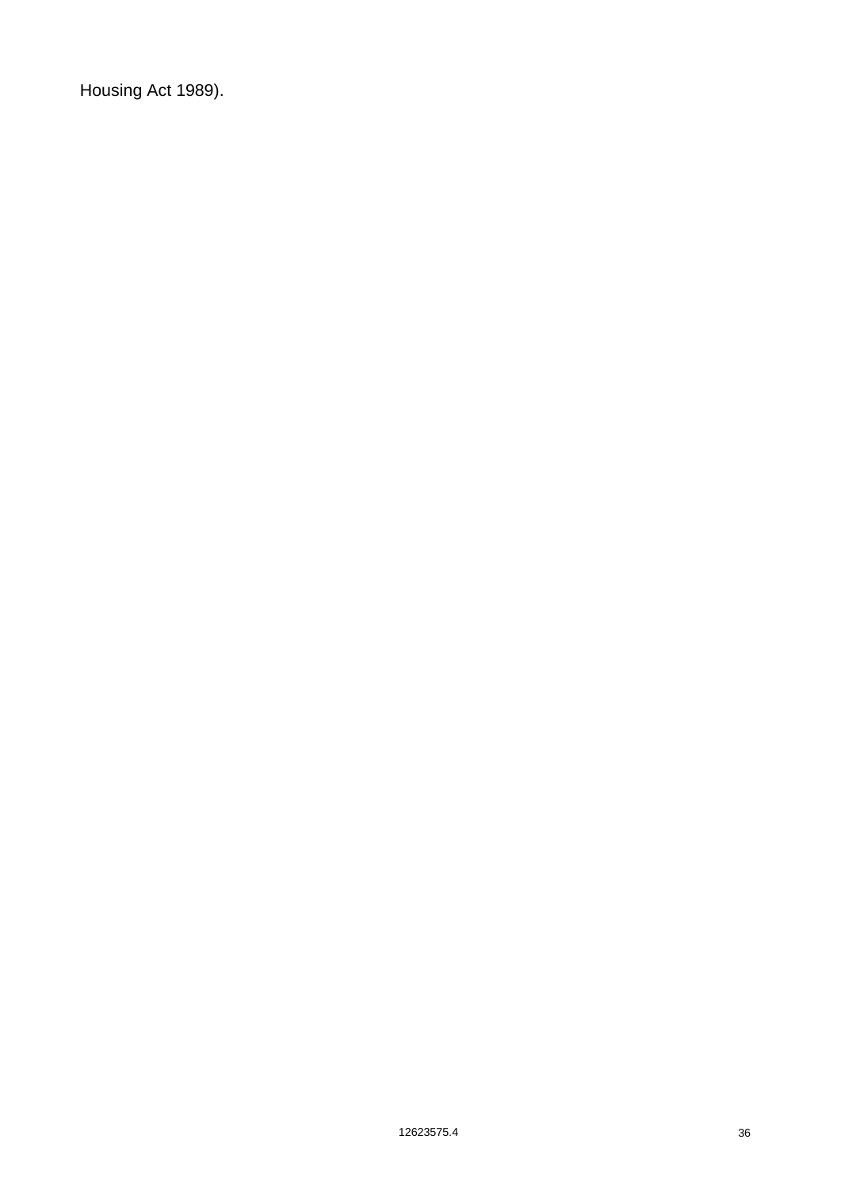Housing Act 1989).